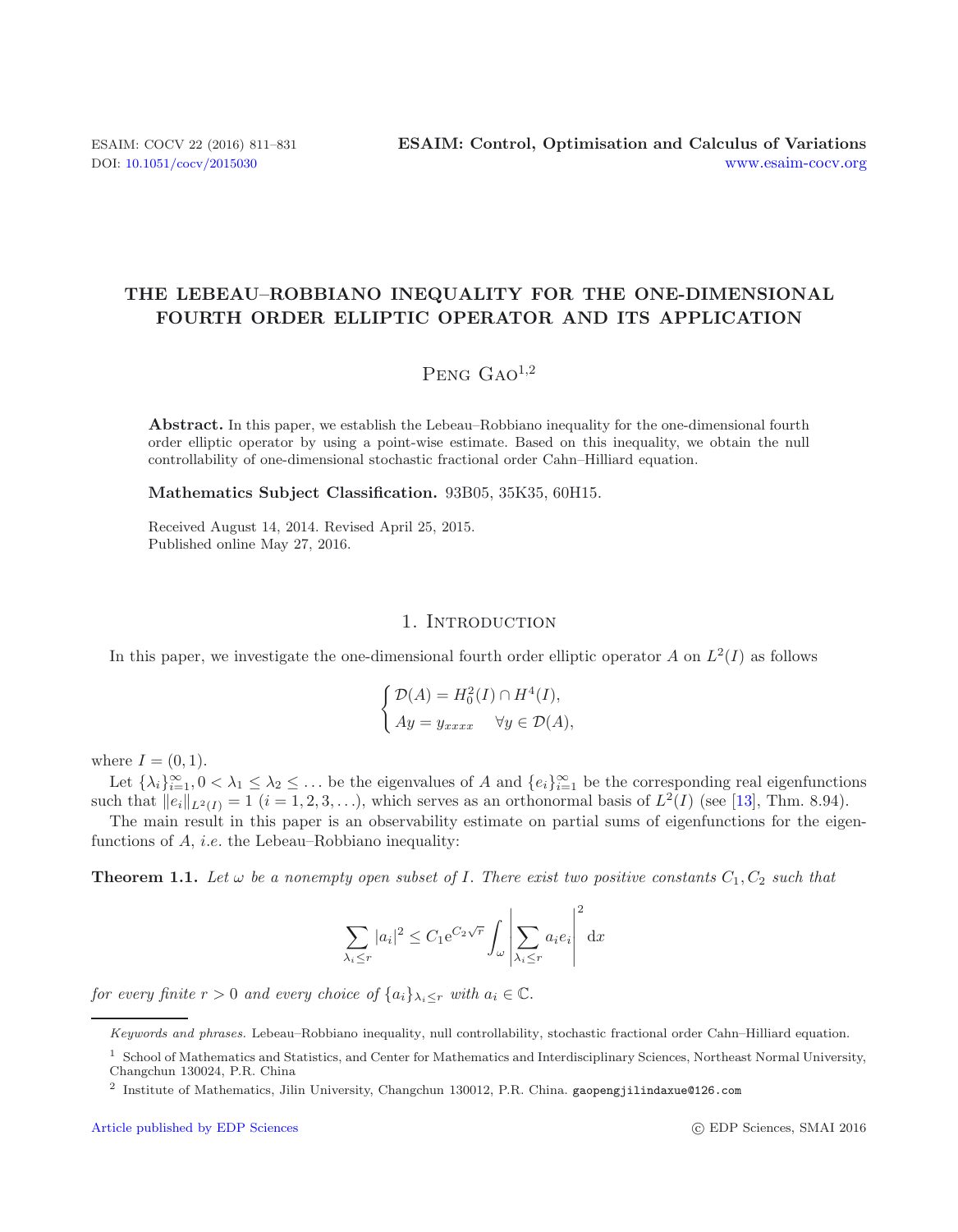# THE LEBEAU–ROBBIANO INEQUALITY FOR THE ONE-DIMENSIONAL FOURTH ORDER ELLIPTIC OPERATOR AND ITS APPLICATION

Peng Gao[1,2]

**Abstract.** In this paper, we establish the Lebeau–Robbiano inequality for the one-dimensional fourth order elliptic operator by using a point-wise estimate. Based on this inequality, we obtain the null controllability of one-dimensional stochastic fractional order Cahn–Hilliard equation.

**Mathematics Subject Classification.** 93B05, 35K35, 60H15.

Received August 14, 2014. Revised April 25, 2015.
Published online May 27, 2016.

## 1. Introduction

In this paper, we investigate the one-dimensional fourth order elliptic operator $A$ on $L^2(I)$ as follows

$$
\begin{cases}
\mathcal{D}(A) = H_0^2(I) \cap H^4(I), \\
Ay = y_{xxxx} \quad \forall y \in \mathcal{D}(A),
\end{cases}
$$

where $I = (0, 1)$.

Let $\{\lambda_i\}_{i=1}^{\infty}, 0 < \lambda_1 \leq \lambda_2 \leq \ldots$ be the eigenvalues of $A$ and $\{e_i\}_{i=1}^{\infty}$ be the corresponding real eigenfunctions such that $\|e_i\|_{L^2(I)} = 1$ $(i = 1, 2, 3, \ldots)$, which serves as an orthonormal basis of $L^2(I)$ (see [13], Thm. 8.94).

The main result in this paper is an observability estimate on partial sums of eigenfunctions for the eigenfunctions of $A$, *i.e.* the Lebeau–Robbiano inequality:

**Theorem 1.1.** *Let $\omega$ be a nonempty open subset of $I$. There exist two positive constants $C_1, C_2$ such that*

$$
\sum_{\lambda_i \leq r} |a_i|^2 \leq C_1 \mathrm{e}^{C_2 \sqrt{r}} \int_{\omega} \left| \sum_{\lambda_i \leq r} a_i e_i \right|^2 \mathrm{d}x
$$

*for every finite $r > 0$ and every choice of $\{a_i\}_{\lambda_i \leq r}$ with $a_i \in \mathbb{C}$.*

---

*Keywords and phrases.* Lebeau–Robbiano inequality, null controllability, stochastic fractional order Cahn–Hilliard equation.

[1] School of Mathematics and Statistics, and Center for Mathematics and Interdisciplinary Sciences, Northeast Normal University, Changchun 130024, P.R. China

[2] Institute of Mathematics, Jilin University, Changchun 130012, P.R. China. gaopengjilindaxue@126.com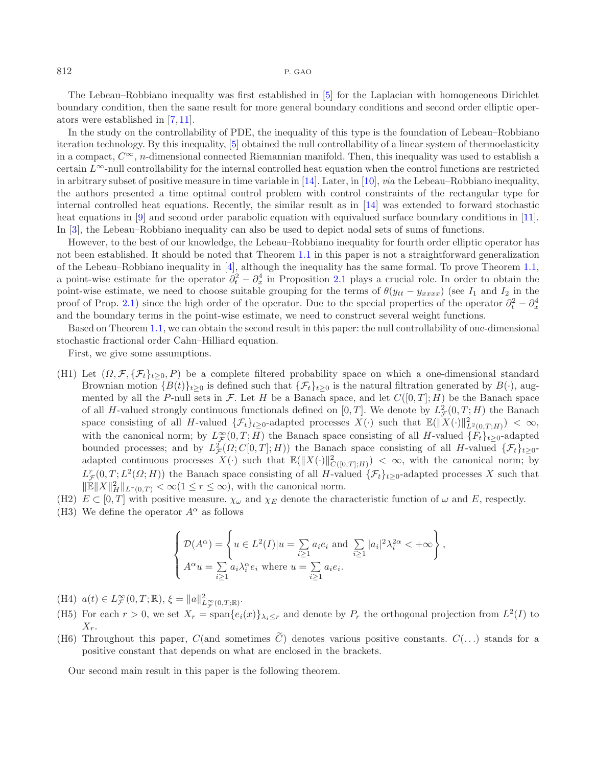The Lebeau–Robbiano inequality was first established in [5] for the Laplacian with homogeneous Dirichlet boundary condition, then the same result for more general boundary conditions and second order elliptic operators were established in [7,11].

In the study on the controllability of PDE, the inequality of this type is the foundation of Lebeau–Robbiano iteration technology. By this inequality, [5] obtained the null controllability of a linear system of thermoelasticity in a compact, $C^\infty$, $n$-dimensional connected Riemannian manifold. Then, this inequality was used to establish a certain $L^\infty$-null controllability for the internal controlled heat equation when the control functions are restricted in arbitrary subset of positive measure in time variable in [14]. Later, in [10], *via* the Lebeau–Robbiano inequality, the authors presented a time optimal control problem with control constraints of the rectangular type for internal controlled heat equations. Recently, the similar result as in [14] was extended to forward stochastic heat equations in [9] and second order parabolic equation with equivalued surface boundary conditions in [11]. In [3], the Lebeau–Robbiano inequality can also be used to depict nodal sets of sums of functions.

However, to the best of our knowledge, the Lebeau–Robbiano inequality for fourth order elliptic operator has not been established. It should be noted that Theorem 1.1 in this paper is not a straightforward generalization of the Lebeau–Robbiano inequality in [4], although the inequality has the same formal. To prove Theorem 1.1, a point-wise estimate for the operator $\partial_t^2 - \partial_x^4$ in Proposition 2.1 plays a crucial role. In order to obtain the point-wise estimate, we need to choose suitable grouping for the terms of $\theta(y_{tt} - y_{xxxx})$ (see $I_1$ and $I_2$ in the proof of Prop. 2.1) since the high order of the operator. Due to the special properties of the operator $\partial_t^2 - \partial_x^4$ and the boundary terms in the point-wise estimate, we need to construct several weight functions.

Based on Theorem 1.1, we can obtain the second result in this paper: the null controllability of one-dimensional stochastic fractional order Cahn–Hilliard equation.

First, we give some assumptions.

- (H1) Let $(\Omega, \mathcal{F}, \{\mathcal{F}_t\}_{t\geq 0}, P)$ be a complete filtered probability space on which a one-dimensional standard Brownian motion $\{B(t)\}_{t\geq 0}$ is defined such that $\{\mathcal{F}_t\}_{t\geq 0}$ is the natural filtration generated by $B(\cdot)$, augmented by all the $P$-null sets in $\mathcal{F}$. Let $H$ be a Banach space, and let $C([0,T];H)$ be the Banach space of all $H$-valued strongly continuous functionals defined on $[0,T]$. We denote by $L^2_{\mathcal{F}}(0,T;H)$ the Banach space consisting of all $H$-valued $\{\mathcal{F}_t\}_{t\geq 0}$-adapted processes $X(\cdot)$ such that $\mathbb{E}(\|X(\cdot)\|^2_{L^2(0,T;H)}) < \infty$, with the canonical norm; by $L^\infty_{\mathcal{F}}(0,T;H)$ the Banach space consisting of all $H$-valued $\{F_t\}_{t\geq 0}$-adapted bounded processes; and by $L^2_{\mathcal{F}}(\Omega; C[0,T];H))$ the Banach space consisting of all $H$-valued $\{\mathcal{F}_t\}_{t\geq 0}$-adapted continuous processes $X(\cdot)$ such that $\mathbb{E}(\|X(\cdot)\|^2_{C([0,T];H)}) < \infty$, with the canonical norm; by $L^r_{\mathcal{F}}(0,T;L^2(\Omega;H))$ the Banach space consisting of all $H$-valued $\{\mathcal{F}_t\}_{t\geq 0}$-adapted processes $X$ such that $\|\mathbb{E}\|X\|^2_H\|_{L^r(0,T)} < \infty (1 \leq r \leq \infty)$, with the canonical norm.
- (H2) $E \subset [0,T]$ with positive measure. $\chi_\omega$ and $\chi_E$ denote the characteristic function of $\omega$ and $E$, respectly.
- (H3) We define the operator $A^\alpha$ as follows

$$
\begin{cases}
\mathcal{D}(A^\alpha) = \left\{ u \in L^2(I) | u = \sum\limits_{i\geq 1} a_i e_i \text{ and } \sum\limits_{i\geq 1} |a_i|^2 \lambda_i^{2\alpha} < +\infty \right\}, \\
A^\alpha u = \sum\limits_{i\geq 1} a_i \lambda_i^\alpha e_i \text{ where } u = \sum\limits_{i\geq 1} a_i e_i.
\end{cases}
$$

- (H4) $a(t) \in L^\infty_{\mathcal{F}}(0,T;\mathbb{R})$, $\xi = \|a\|^2_{L^\infty_{\mathcal{F}}(0,T;\mathbb{R})}$.
- (H5) For each $r > 0$, we set $X_r = \operatorname{span}\{e_i(x)\}_{\lambda_i \leq r}$ and denote by $P_r$ the orthogonal projection from $L^2(I)$ to $X_r$.
- (H6) Throughout this paper, $C$(and sometimes $\widetilde{C}$) denotes various positive constants. $C(\ldots)$ stands for a positive constant that depends on what are enclosed in the brackets.

Our second main result in this paper is the following theorem.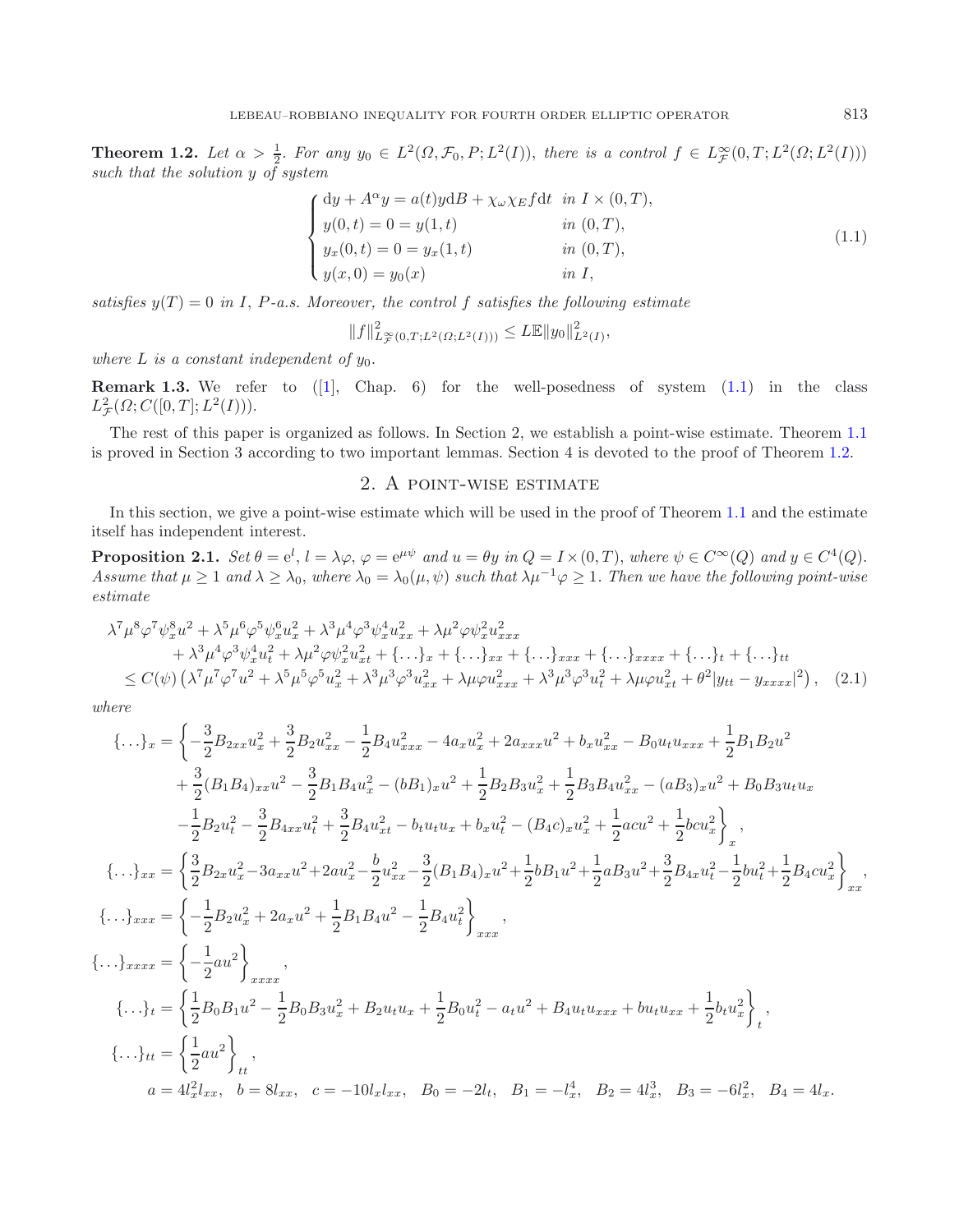**Theorem 1.2.** *Let $\alpha > \frac{1}{2}$. For any $y_0 \in L^2(\Omega, \mathcal{F}_0, P; L^2(I))$, there is a control $f \in L^\infty_{\mathcal{F}}(0,T; L^2(\Omega; L^2(I)))$ such that the solution $y$ of system*

$$
\begin{cases}
\mathrm{d}y + A^\alpha y = a(t) y \mathrm{d}B + \chi_\omega \chi_E f \mathrm{d}t & \text{in } I \times (0,T),\\
y(0,t) = 0 = y(1,t) & \text{in } (0,T),\\
y_x(0,t) = 0 = y_x(1,t) & \text{in } (0,T),\\
y(x,0) = y_0(x) & \text{in } I,
\end{cases}
\tag{1.1}
$$

*satisfies $y(T) = 0$ in $I$, $P$-a.s. Moreover, the control $f$ satisfies the following estimate*

$$
\|f\|^2_{L^\infty_{\mathcal{F}}(0,T;L^2(\Omega;L^2(I)))} \le L \mathbb{E}\|y_0\|^2_{L^2(I)},
$$

*where $L$ is a constant independent of $y_0$.*

**Remark 1.3.** We refer to ([1], Chap. 6) for the well-posedness of system (1.1) in the class $L^2_{\mathcal{F}}(\Omega; C([0,T]; L^2(I)))$.

The rest of this paper is organized as follows. In Section 2, we establish a point-wise estimate. Theorem 1.1 is proved in Section 3 according to two important lemmas. Section 4 is devoted to the proof of Theorem 1.2.

## 2. A point-wise estimate

In this section, we give a point-wise estimate which will be used in the proof of Theorem 1.1 and the estimate itself has independent interest.

**Proposition 2.1.** *Set $\theta = \mathrm{e}^l$, $l = \lambda\varphi$, $\varphi = \mathrm{e}^{\mu\psi}$ and $u = \theta y$ in $Q = I \times (0,T)$, where $\psi \in C^\infty(Q)$ and $y \in C^4(Q)$. Assume that $\mu \ge 1$ and $\lambda \ge \lambda_0$, where $\lambda_0 = \lambda_0(\mu, \psi)$ such that $\lambda\mu^{-1}\varphi \ge 1$. Then we have the following point-wise estimate*

$$
\begin{aligned}
&\lambda^7\mu^8\varphi^7\psi_x^8 u^2 + \lambda^5\mu^6\varphi^5\psi_x^6 u_x^2 + \lambda^3\mu^4\varphi^3\psi_x^4 u_{xx}^2 + \lambda\mu^2\varphi\psi_x^2 u_{xxx}^2\\
&\quad + \lambda^3\mu^4\varphi^3\psi_x^4 u_t^2 + \lambda\mu^2\varphi\psi_x^2 u_{xt}^2 + \{\ldots\}_x + \{\ldots\}_{xx} + \{\ldots\}_{xxx} + \{\ldots\}_{xxxx} + \{\ldots\}_t + \{\ldots\}_{tt}\\
&\le C(\psi)\left(\lambda^7\mu^7\varphi^7 u^2 + \lambda^5\mu^5\varphi^5 u_x^2 + \lambda^3\mu^3\varphi^3 u_{xx}^2 + \lambda\mu\varphi u_{xxx}^2 + \lambda^3\mu^3\varphi^3 u_t^2 + \lambda\mu\varphi u_{xt}^2 + \theta^2|y_{tt} - y_{xxxx}|^2\right),
\end{aligned}
\tag{2.1}
$$

*where*

$$
\begin{aligned}
\{\ldots\}_x = \Big\{ &-\frac{3}{2}B_{2xx}u_x^2 + \frac{3}{2}B_2 u_{xx}^2 - \frac{1}{2}B_4 u_{xxx}^2 - 4a_x u_x^2 + 2a_{xxx}u^2 + b_x u_{xx}^2 - B_0 u_t u_{xxx} + \frac{1}{2}B_1 B_2 u^2\\
&+ \frac{3}{2}(B_1B_4)_{xx}u^2 - \frac{3}{2}B_1B_4 u_x^2 - (bB_1)_x u^2 + \frac{1}{2}B_2B_3 u_x^2 + \frac{1}{2}B_3B_4 u_{xx}^2 - (aB_3)_x u^2 + B_0B_3 u_t u_x\\
&- \frac{1}{2}B_2 u_t^2 - \frac{3}{2}B_{4xx}u_t^2 + \frac{3}{2}B_4 u_{xt}^2 - b_t u_t u_x + b_x u_t^2 - (B_4 c)_x u_x^2 + \frac{1}{2}acu^2 + \frac{1}{2}bcu_x^2 \Big\}_x,\\
\{\ldots\}_{xx} = \Big\{ &\frac{3}{2}B_{2x}u_x^2 - 3a_{xx}u^2 + 2au_x^2 - \frac{b}{2}u_{xx}^2 - \frac{3}{2}(B_1B_4)_x u^2 + \frac{1}{2}bB_1 u^2 + \frac{1}{2}aB_3 u^2 + \frac{3}{2}B_{4x}u_t^2 - \frac{1}{2}bu_t^2 + \frac{1}{2}B_4 c u_x^2 \Big\}_{xx},\\
\{\ldots\}_{xxx} = \Big\{ &-\frac{1}{2}B_2 u_x^2 + 2a_x u^2 + \frac{1}{2}B_1B_4 u^2 - \frac{1}{2}B_4 u_t^2 \Big\}_{xxx},\\
\{\ldots\}_{xxxx} = \Big\{ &-\frac{1}{2}au^2 \Big\}_{xxxx},\\
\{\ldots\}_t = \Big\{ &\frac{1}{2}B_0B_1 u^2 - \frac{1}{2}B_0B_3 u_x^2 + B_2 u_t u_x + \frac{1}{2}B_0 u_t^2 - a_t u^2 + B_4 u_t u_{xxx} + b u_t u_{xx} + \frac{1}{2}b_t u_x^2 \Big\}_t,\\
\{\ldots\}_{tt} = \Big\{ &\frac{1}{2}au^2 \Big\}_{tt},\\
a = 4l_x^2 l_{xx},\quad & b = 8l_{xx},\quad c = -10 l_x l_{xx},\quad B_0 = -2l_t,\quad B_1 = -l_x^4,\quad B_2 = 4l_x^3,\quad B_3 = -6l_x^2,\quad B_4 = 4l_x.
\end{aligned}
$$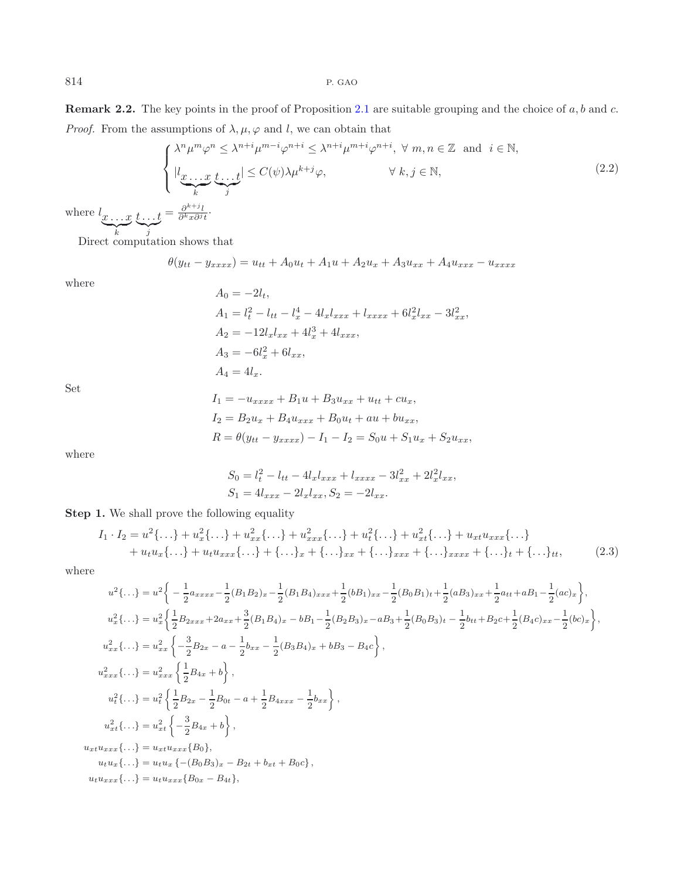**Remark 2.2.** The key points in the proof of Proposition 2.1 are suitable grouping and the choice of $a, b$ and $c$.

*Proof.* From the assumptions of $\lambda, \mu, \varphi$ and $l$, we can obtain that

$$
\begin{cases}
\lambda^n \mu^m \varphi^n \leq \lambda^{n+i} \mu^{m-i} \varphi^{n+i} \leq \lambda^{n+i} \mu^{m+i} \varphi^{n+i}, \ \forall \ m, n \in \mathbb{Z} \ \text{ and } \ i \in \mathbb{N}, \\
|l_{\underbrace{x \ldots x}_{k} \underbrace{t \ldots t}_{j}}| \leq C(\psi) \lambda \mu^{k+j} \varphi, \qquad \forall \ k, j \in \mathbb{N},
\end{cases}
\tag{2.2}
$$

where $l_{\underbrace{x \ldots x}_{k} \underbrace{t \ldots t}_{j}} = \frac{\partial^{k+j} l}{\partial^k x \partial^j t}$.

Direct computation shows that

$$
\theta(y_{tt} - y_{xxxx}) = u_{tt} + A_0 u_t + A_1 u + A_2 u_x + A_3 u_{xx} + A_4 u_{xxx} - u_{xxxx}
$$

where

$$
\begin{aligned}
& A_0 = -2l_t, \\
& A_1 = l_t^2 - l_{tt} - l_x^4 - 4l_x l_{xxx} + l_{xxxx} + 6l_x^2 l_{xx} - 3l_{xx}^2, \\
& A_2 = -12 l_x l_{xx} + 4l_x^3 + 4l_{xxx}, \\
& A_3 = -6l_x^2 + 6l_{xx}, \\
& A_4 = 4l_x.
\end{aligned}
$$

Set

$$
\begin{aligned}
& I_1 = -u_{xxxx} + B_1 u + B_3 u_{xx} + u_{tt} + c u_x, \\
& I_2 = B_2 u_x + B_4 u_{xxx} + B_0 u_t + a u + b u_{xx}, \\
& R = \theta(y_{tt} - y_{xxxx}) - I_1 - I_2 = S_0 u + S_1 u_x + S_2 u_{xx},
\end{aligned}
$$

where

$$
\begin{aligned}
& S_0 = l_t^2 - l_{tt} - 4l_x l_{xxx} + l_{xxxx} - 3l_{xx}^2 + 2l_x^2 l_{xx}, \\
& S_1 = 4l_{xxx} - 2l_x l_{xx}, S_2 = -2l_{xx}.
\end{aligned}
$$

**Step 1.** We shall prove the following equality

$$
\begin{aligned}
I_1 \cdot I_2 = & \, u^2\{\ldots\} + u_x^2\{\ldots\} + u_{xx}^2\{\ldots\} + u_{xxx}^2\{\ldots\} + u_t^2\{\ldots\} + u_{xt}^2\{\ldots\} + u_{xt} u_{xxx}\{\ldots\} \\
& + u_t u_x\{\ldots\} + u_t u_{xxx}\{\ldots\} + \{\ldots\}_x + \{\ldots\}_{xx} + \{\ldots\}_{xxx} + \{\ldots\}_{xxxx} + \{\ldots\}_t + \{\ldots\}_{tt},
\end{aligned}
\tag{2.3}
$$

where

$$
\begin{aligned}
u^2\{\ldots\} &= u^2\Big\{ -\frac{1}{2} a_{xxxx} - \frac{1}{2}(B_1 B_2)_x - \frac{1}{2}(B_1 B_4)_{xxx} + \frac{1}{2}(b B_1)_{xx} - \frac{1}{2}(B_0 B_1)_t + \frac{1}{2}(a B_3)_{xx} + \frac{1}{2} a_{tt} + a B_1 - \frac{1}{2}(ac)_x \Big\}, \\
u_x^2\{\ldots\} &= u_x^2 \Big\{ \frac{1}{2} B_{2xxx} + 2a_{xx} + \frac{3}{2}(B_1 B_4)_x - b B_1 - \frac{1}{2}(B_2 B_3)_x - a B_3 + \frac{1}{2}(B_0 B_3)_t - \frac{1}{2} b_{tt} + B_2 c + \frac{1}{2}(B_4 c)_{xx} - \frac{1}{2}(bc)_x \Big\}, \\
u_{xx}^2\{\ldots\} &= u_{xx}^2 \left\{ -\frac{3}{2} B_{2x} - a - \frac{1}{2} b_{xx} - \frac{1}{2}(B_3 B_4)_x + b B_3 - B_4 c \right\}, \\
u_{xxx}^2\{\ldots\} &= u_{xxx}^2 \left\{ \frac{1}{2} B_{4x} + b \right\}, \\
u_t^2\{\ldots\} &= u_t^2 \left\{ \frac{1}{2} B_{2x} - \frac{1}{2} B_{0t} - a + \frac{1}{2} B_{4xxx} - \frac{1}{2} b_{xx} \right\}, \\
u_{xt}^2\{\ldots\} &= u_{xt}^2 \left\{ -\frac{3}{2} B_{4x} + b \right\}, \\
u_{xt} u_{xxx}\{\ldots\} &= u_{xt} u_{xxx}\{B_0\}, \\
u_t u_x\{\ldots\} &= u_t u_x \left\{ -(B_0 B_3)_x - B_{2t} + b_{xt} + B_0 c \right\}, \\
u_t u_{xxx}\{\ldots\} &= u_t u_{xxx}\{B_{0x} - B_{4t}\},
\end{aligned}
$$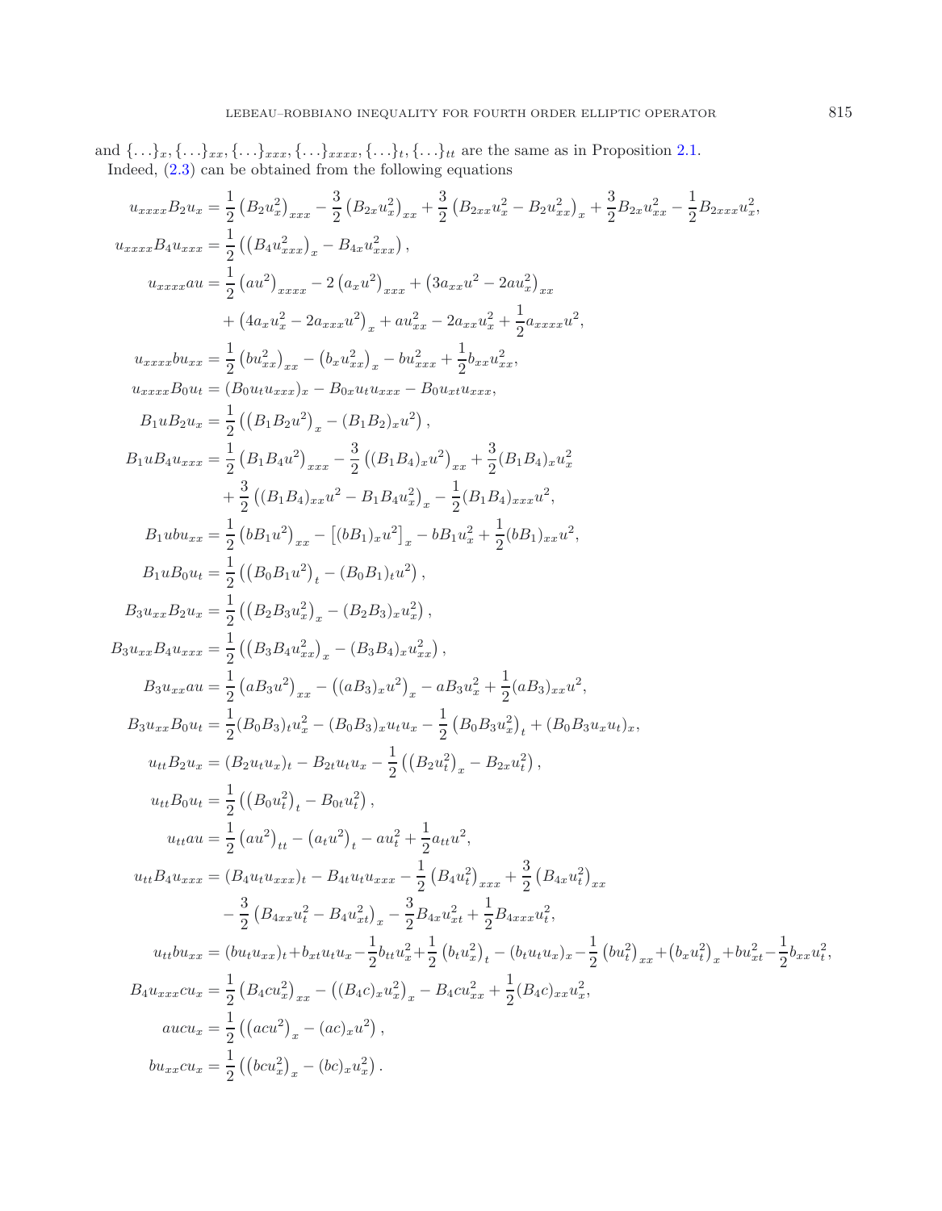and $\{\dots\}_x, \{\dots\}_{xx}, \{\dots\}_{xxx}, \{\dots\}_{xxxx}, \{\dots\}_t, \{\dots\}_{tt}$ are the same as in Proposition 2.1.

Indeed, (2.3) can be obtained from the following equations

$$
\begin{aligned}
u_{xxxx}B_2u_x &= \frac{1}{2}\left(B_2u_x^2\right)_{xxx} - \frac{3}{2}\left(B_{2x}u_x^2\right)_{xx} + \frac{3}{2}\left(B_{2xx}u_x^2 - B_2u_{xx}^2\right)_x + \frac{3}{2}B_{2x}u_{xx}^2 - \frac{1}{2}B_{2xxx}u_x^2,\\
u_{xxxx}B_4u_{xxx} &= \frac{1}{2}\left(\left(B_4u_{xxx}^2\right)_x - B_{4x}u_{xxx}^2\right),\\
u_{xxxx}au &= \frac{1}{2}\left(au^2\right)_{xxxx} - 2\left(a_xu^2\right)_{xxx} + \left(3a_{xx}u^2 - 2au_x^2\right)_{xx}\\
&\quad + \left(4a_xu_x^2 - 2a_{xxx}u^2\right)_x + au_{xx}^2 - 2a_{xx}u_x^2 + \frac{1}{2}a_{xxxx}u^2,\\
u_{xxxx}bu_{xx} &= \frac{1}{2}\left(bu_{xx}^2\right)_{xx} - \left(b_xu_{xx}^2\right)_x - bu_{xxx}^2 + \frac{1}{2}b_{xx}u_{xx}^2,\\
u_{xxxx}B_0u_t &= (B_0u_tu_{xxx})_x - B_{0x}u_tu_{xxx} - B_0u_{xt}u_{xxx},\\
B_1uB_2u_x &= \frac{1}{2}\left(\left(B_1B_2u^2\right)_x - (B_1B_2)_xu^2\right),\\
B_1uB_4u_{xxx} &= \frac{1}{2}\left(B_1B_4u^2\right)_{xxx} - \frac{3}{2}\left((B_1B_4)_xu^2\right)_{xx} + \frac{3}{2}(B_1B_4)_xu_x^2\\
&\quad + \frac{3}{2}\left((B_1B_4)_{xx}u^2 - B_1B_4u_x^2\right)_x - \frac{1}{2}(B_1B_4)_{xxx}u^2,\\
B_1ubu_{xx} &= \frac{1}{2}\left(bB_1u^2\right)_{xx} - \left[(bB_1)_xu^2\right]_x - bB_1u_x^2 + \frac{1}{2}(bB_1)_{xx}u^2,\\
B_1uB_0u_t &= \frac{1}{2}\left(\left(B_0B_1u^2\right)_t - (B_0B_1)_tu^2\right),\\
B_3u_{xx}B_2u_x &= \frac{1}{2}\left(\left(B_2B_3u_x^2\right)_x - (B_2B_3)_xu_x^2\right),\\
B_3u_{xx}B_4u_{xxx} &= \frac{1}{2}\left(\left(B_3B_4u_{xx}^2\right)_x - (B_3B_4)_xu_{xx}^2\right),\\
B_3u_{xx}au &= \frac{1}{2}\left(aB_3u^2\right)_{xx} - \left((aB_3)_xu^2\right)_x - aB_3u_x^2 + \frac{1}{2}(aB_3)_{xx}u^2,\\
B_3u_{xx}B_0u_t &= \frac{1}{2}(B_0B_3)_tu_x^2 - (B_0B_3)_xu_tu_x - \frac{1}{2}\left(B_0B_3u_x^2\right)_t + (B_0B_3u_xu_t)_x,\\
u_{tt}B_2u_x &= (B_2u_tu_x)_t - B_{2t}u_tu_x - \frac{1}{2}\left(\left(B_2u_t^2\right)_x - B_{2x}u_t^2\right),\\
u_{tt}B_0u_t &= \frac{1}{2}\left(\left(B_0u_t^2\right)_t - B_{0t}u_t^2\right),\\
u_{tt}au &= \frac{1}{2}\left(au^2\right)_{tt} - \left(a_tu^2\right)_t - au_t^2 + \frac{1}{2}a_{tt}u^2,\\
u_{tt}B_4u_{xxx} &= (B_4u_tu_{xxx})_t - B_{4t}u_tu_{xxx} - \frac{1}{2}\left(B_4u_t^2\right)_{xxx} + \frac{3}{2}\left(B_{4x}u_t^2\right)_{xx}\\
&\quad - \frac{3}{2}\left(B_{4xx}u_t^2 - B_4u_{xt}^2\right)_x - \frac{3}{2}B_{4x}u_{xt}^2 + \frac{1}{2}B_{4xxx}u_t^2,\\
u_{tt}bu_{xx} &= (bu_tu_{xx})_t + b_{xt}u_tu_x - \frac{1}{2}b_{tt}u_x^2 + \frac{1}{2}\left(b_tu_x^2\right)_t - (b_tu_tu_x)_x - \frac{1}{2}\left(bu_t^2\right)_{xx} + \left(b_xu_t^2\right)_x + bu_{xt}^2 - \frac{1}{2}b_{xx}u_t^2,\\
B_4u_{xxx}cu_x &= \frac{1}{2}\left(B_4cu_x^2\right)_{xx} - \left((B_4c)_xu_x^2\right)_x - B_4cu_{xx}^2 + \frac{1}{2}(B_4c)_{xx}u_x^2,\\
aucu_x &= \frac{1}{2}\left(\left(acu^2\right)_x - (ac)_xu^2\right),\\
bu_{xx}cu_x &= \frac{1}{2}\left(\left(bcu_x^2\right)_x - (bc)_xu_x^2\right).
\end{aligned}
$$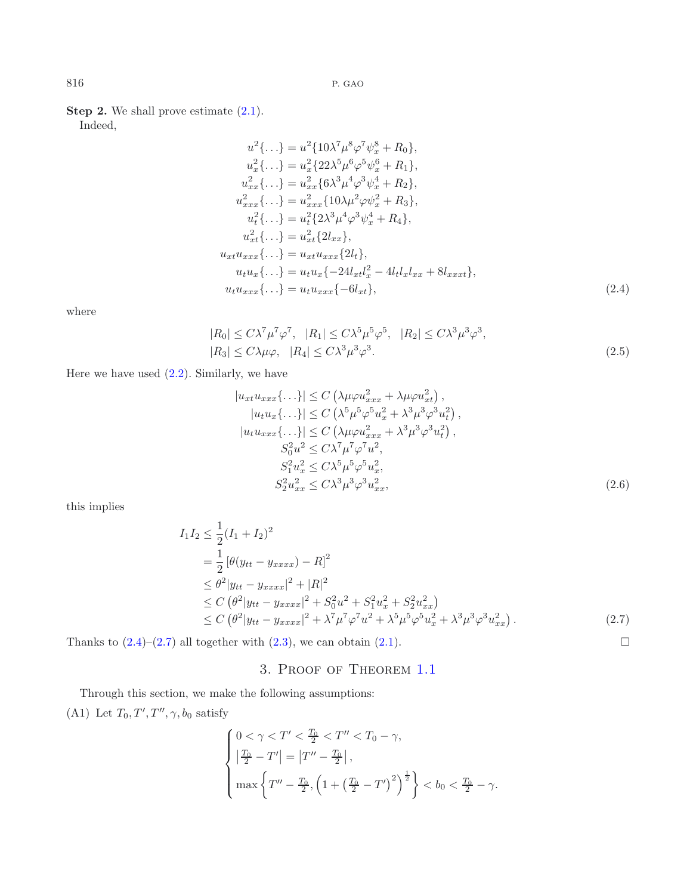**Step 2.** We shall prove estimate (2.1).

Indeed,

$$
\begin{aligned}
u^2\{\dots\} &= u^2\{10\lambda^7\mu^8\varphi^7\psi_x^8 + R_0\},\\
u_x^2\{\dots\} &= u_x^2\{22\lambda^5\mu^6\varphi^5\psi_x^6 + R_1\},\\
u_{xx}^2\{\dots\} &= u_{xx}^2\{6\lambda^3\mu^4\varphi^3\psi_x^4 + R_2\},\\
u_{xxx}^2\{\dots\} &= u_{xxx}^2\{10\lambda\mu^2\varphi\psi_x^2 + R_3\},\\
u_t^2\{\dots\} &= u_t^2\{2\lambda^3\mu^4\varphi^3\psi_x^4 + R_4\},\\
u_{xt}^2\{\dots\} &= u_{xt}^2\{2l_{xx}\},\\
u_{xt}u_{xxx}\{\dots\} &= u_{xt}u_{xxx}\{2l_t\},\\
u_tu_x\{\dots\} &= u_tu_x\{-24l_{xt}l_x^2 - 4l_tl_xl_{xx} + 8l_{xxxt}\},\\
u_tu_{xxx}\{\dots\} &= u_tu_{xxx}\{-6l_{xt}\},
\end{aligned}
\tag{2.4}
$$

where

$$
\begin{aligned}
&|R_0| \le C\lambda^7\mu^7\varphi^7, \quad |R_1| \le C\lambda^5\mu^5\varphi^5, \quad |R_2| \le C\lambda^3\mu^3\varphi^3,\\
&|R_3| \le C\lambda\mu\varphi, \quad |R_4| \le C\lambda^3\mu^3\varphi^3.
\end{aligned}
\tag{2.5}
$$

Here we have used (2.2). Similarly, we have

$$
\begin{aligned}
|u_{xt}u_{xxx}\{\dots\}| &\le C\left(\lambda\mu\varphi u_{xxx}^2 + \lambda\mu\varphi u_{xt}^2\right),\\
|u_tu_x\{\dots\}| &\le C\left(\lambda^5\mu^5\varphi^5u_x^2 + \lambda^3\mu^3\varphi^3u_t^2\right),\\
|u_tu_{xxx}\{\dots\}| &\le C\left(\lambda\mu\varphi u_{xxx}^2 + \lambda^3\mu^3\varphi^3u_t^2\right),\\
S_0^2u^2 &\le C\lambda^7\mu^7\varphi^7u^2,\\
S_1^2u_x^2 &\le C\lambda^5\mu^5\varphi^5u_x^2,\\
S_2^2u_{xx}^2 &\le C\lambda^3\mu^3\varphi^3u_{xx}^2,
\end{aligned}
\tag{2.6}
$$

this implies

$$
\begin{aligned}
I_1I_2 &\le \frac{1}{2}(I_1 + I_2)^2\\
&= \frac{1}{2}\left[\theta(y_{tt} - y_{xxxx}) - R\right]^2\\
&\le \theta^2|y_{tt} - y_{xxxx}|^2 + |R|^2\\
&\le C\left(\theta^2|y_{tt} - y_{xxxx}|^2 + S_0^2u^2 + S_1^2u_x^2 + S_2^2u_{xx}^2\right)\\
&\le C\left(\theta^2|y_{tt} - y_{xxxx}|^2 + \lambda^7\mu^7\varphi^7u^2 + \lambda^5\mu^5\varphi^5u_x^2 + \lambda^3\mu^3\varphi^3u_{xx}^2\right).
\end{aligned}
\tag{2.7}
$$

Thanks to (2.4)–(2.7) all together with (2.3), we can obtain (2.1). □

## 3. Proof of Theorem 1.1

Through this section, we make the following assumptions:

(A1) Let $T_0, T', T'', \gamma, b_0$ satisfy

$$
\begin{cases}
0 < \gamma < T' < \frac{T_0}{2} < T'' < T_0 - \gamma,\\
\left|\frac{T_0}{2} - T'\right| = \left|T'' - \frac{T_0}{2}\right|,\\
\max\left\{T'' - \frac{T_0}{2}, \left(1 + \left(\frac{T_0}{2} - T'\right)^2\right)^{\frac{1}{2}}\right\} < b_0 < \frac{T_0}{2} - \gamma.
\end{cases}
$$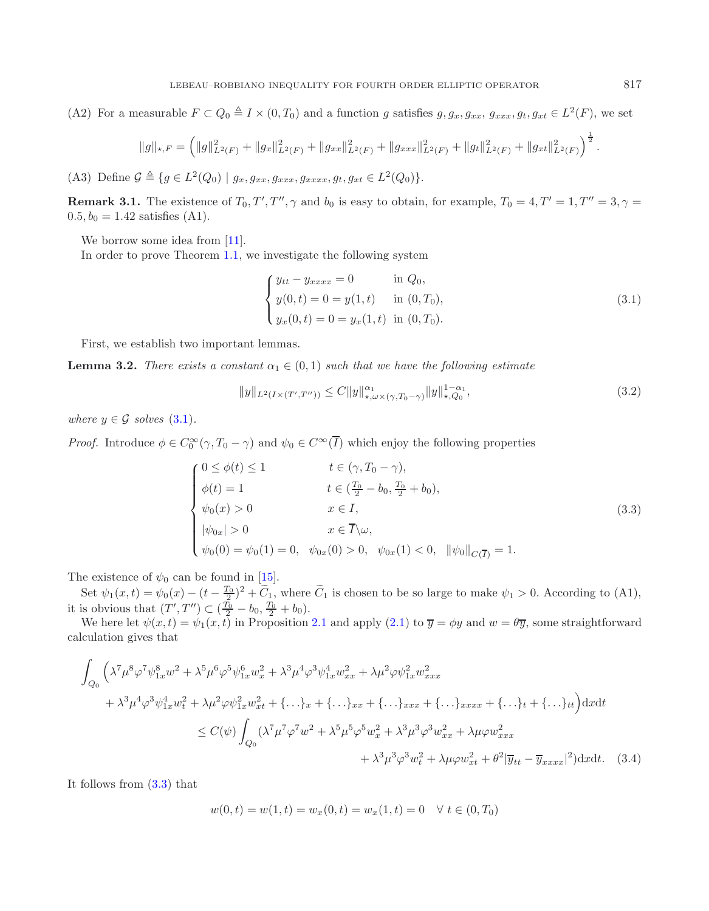(A2) For a measurable $F \subset Q_0 \triangleq I \times (0, T_0)$ and a function $g$ satisfies $g, g_x, g_{xx}, g_{xxx}, g_t, g_{xt} \in L^2(F)$, we set

$$\|g\|_{\star,F} = \left( \|g\|^2_{L^2(F)} + \|g_x\|^2_{L^2(F)} + \|g_{xx}\|^2_{L^2(F)} + \|g_{xxx}\|^2_{L^2(F)} + \|g_t\|^2_{L^2(F)} + \|g_{xt}\|^2_{L^2(F)} \right)^{\frac{1}{2}}.$$

(A3) Define $\mathcal{G} \triangleq \{g \in L^2(Q_0) \mid g_x, g_{xx}, g_{xxx}, g_{xxxx}, g_t, g_{xt} \in L^2(Q_0)\}$.

**Remark 3.1.** The existence of $T_0, T', T'', \gamma$ and $b_0$ is easy to obtain, for example, $T_0 = 4, T' = 1, T'' = 3, \gamma = 0.5, b_0 = 1.42$ satisfies (A1).

We borrow some idea from [11].

In order to prove Theorem 1.1, we investigate the following system

$$\begin{cases} y_{tt} - y_{xxxx} = 0 & \text{in } Q_0, \\ y(0,t) = 0 = y(1,t) & \text{in } (0, T_0), \\ y_x(0,t) = 0 = y_x(1,t) & \text{in } (0, T_0). \end{cases} \tag{3.1}$$

First, we establish two important lemmas.

**Lemma 3.2.** *There exists a constant $\alpha_1 \in (0,1)$ such that we have the following estimate*

$$\|y\|_{L^2(I \times (T', T''))} \leq C \|y\|^{\alpha_1}_{\star, \omega \times (\gamma, T_0 - \gamma)} \|y\|^{1-\alpha_1}_{\star, Q_0}, \tag{3.2}$$

*where $y \in \mathcal{G}$ solves* (3.1).

*Proof.* Introduce $\phi \in C_0^\infty(\gamma, T_0 - \gamma)$ and $\psi_0 \in C^\infty(\overline{I})$ which enjoy the following properties

$$\begin{cases} 0 \leq \phi(t) \leq 1 & t \in (\gamma, T_0 - \gamma), \\ \phi(t) = 1 & t \in (\frac{T_0}{2} - b_0, \frac{T_0}{2} + b_0), \\ \psi_0(x) > 0 & x \in I, \\ |\psi_{0x}| > 0 & x \in \overline{I} \backslash \omega, \\ \psi_0(0) = \psi_0(1) = 0, \quad \psi_{0x}(0) > 0, \quad \psi_{0x}(1) < 0, \quad \|\psi_0\|_{C(\overline{I})} = 1. \end{cases} \tag{3.3}$$

The existence of $\psi_0$ can be found in [15].

Set $\psi_1(x,t) = \psi_0(x) - (t - \frac{T_0}{2})^2 + \widetilde{C}_1$, where $\widetilde{C}_1$ is chosen to be so large to make $\psi_1 > 0$. According to (A1), it is obvious that $(T', T'') \subset (\frac{T_0}{2} - b_0, \frac{T_0}{2} + b_0)$.

We here let $\psi(x,t) = \psi_1(x,t)$ in Proposition 2.1 and apply (2.1) to $\overline{y} = \phi y$ and $w = \theta \overline{y}$, some straightforward calculation gives that

$$\begin{aligned} \int_{Q_0} \Big( & \lambda^7 \mu^8 \varphi^7 \psi_{1x}^8 w^2 + \lambda^5 \mu^6 \varphi^5 \psi_{1x}^6 w_x^2 + \lambda^3 \mu^4 \varphi^3 \psi_{1x}^4 w_{xx}^2 + \lambda \mu^2 \varphi \psi_{1x}^2 w_{xxx}^2 \\ & + \lambda^3 \mu^4 \varphi^3 \psi_{1x}^4 w_t^2 + \lambda \mu^2 \varphi \psi_{1x}^2 w_{xt}^2 + \{\dots\}_x + \{\dots\}_{xx} + \{\dots\}_{xxx} + \{\dots\}_{xxxx} + \{\dots\}_t + \{\dots\}_{tt} \Big) \mathrm{d}x\mathrm{d}t \\ \leq C(\psi) \int_{Q_0} & (\lambda^7 \mu^7 \varphi^7 w^2 + \lambda^5 \mu^5 \varphi^5 w_x^2 + \lambda^3 \mu^3 \varphi^3 w_{xx}^2 + \lambda \mu \varphi w_{xxx}^2 \\ & + \lambda^3 \mu^3 \varphi^3 w_t^2 + \lambda \mu \varphi w_{xt}^2 + \theta^2 |\overline{y}_{tt} - \overline{y}_{xxxx}|^2) \mathrm{d}x\mathrm{d}t. \end{aligned} \tag{3.4}$$

It follows from (3.3) that

$$w(0,t) = w(1,t) = w_x(0,t) = w_x(1,t) = 0 \quad \forall \ t \in (0, T_0)$$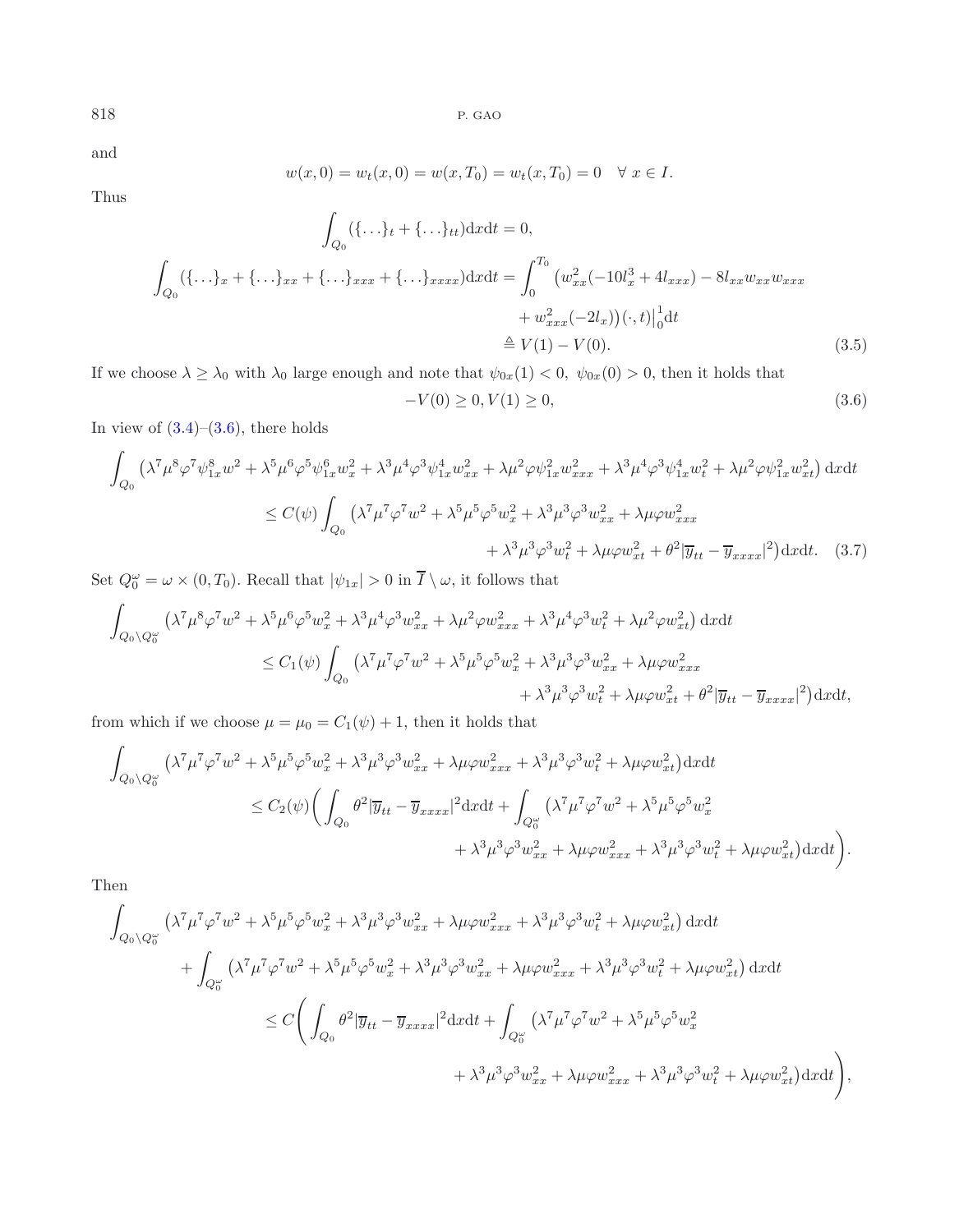and

$$w(x,0)=w_t(x,0)=w(x,T_0)=w_t(x,T_0)=0 \quad \forall\ x\in I.$$

Thus

$$\int_{Q_0}(\{\dots\}_t+\{\dots\}_{tt})\mathrm{d}x\mathrm{d}t=0,$$

$$\begin{aligned}\int_{Q_0}(\{\dots\}_x+\{\dots\}_{xx}+\{\dots\}_{xxx}+\{\dots\}_{xxxx})\mathrm{d}x\mathrm{d}t&=\int_0^{T_0}\big(w_{xx}^2(-10l_x^3+4l_{xxx})-8l_{xx}w_{xx}w_{xxx}\\&\quad+w_{xxx}^2(-2l_x)\big)(\cdot,t)\big|_0^1\mathrm{d}t\\&\triangleq V(1)-V(0).\end{aligned}\tag{3.5}$$

If we choose $\lambda\geq\lambda_0$ with $\lambda_0$ large enough and note that $\psi_{0x}(1)<0,\ \psi_{0x}(0)>0$, then it holds that

$$-V(0)\geq 0, V(1)\geq 0,\tag{3.6}$$

In view of (3.4)–(3.6), there holds

$$\begin{aligned}&\int_{Q_0}\big(\lambda^7\mu^8\varphi^7\psi_{1x}^8w^2+\lambda^5\mu^6\varphi^5\psi_{1x}^6w_x^2+\lambda^3\mu^4\varphi^3\psi_{1x}^4w_{xx}^2+\lambda\mu^2\varphi\psi_{1x}^2w_{xxx}^2+\lambda^3\mu^4\varphi^3\psi_{1x}^4w_t^2+\lambda\mu^2\varphi\psi_{1x}^2w_{xt}^2\big)\,\mathrm{d}x\mathrm{d}t\\&\quad\leq C(\psi)\int_{Q_0}\big(\lambda^7\mu^7\varphi^7w^2+\lambda^5\mu^5\varphi^5w_x^2+\lambda^3\mu^3\varphi^3w_{xx}^2+\lambda\mu\varphi w_{xxx}^2\\&\qquad\qquad+\lambda^3\mu^3\varphi^3w_t^2+\lambda\mu\varphi w_{xt}^2+\theta^2|\overline{y}_{tt}-\overline{y}_{xxxx}|^2\big)\mathrm{d}x\mathrm{d}t.\end{aligned}\tag{3.7}$$

Set $Q_0^\omega=\omega\times(0,T_0)$. Recall that $|\psi_{1x}|>0$ in $\overline{I}\setminus\omega$, it follows that

$$\begin{aligned}&\int_{Q_0\setminus Q_0^\omega}\big(\lambda^7\mu^8\varphi^7w^2+\lambda^5\mu^6\varphi^5w_x^2+\lambda^3\mu^4\varphi^3w_{xx}^2+\lambda\mu^2\varphi w_{xxx}^2+\lambda^3\mu^4\varphi^3w_t^2+\lambda\mu^2\varphi w_{xt}^2\big)\,\mathrm{d}x\mathrm{d}t\\&\quad\leq C_1(\psi)\int_{Q_0}\big(\lambda^7\mu^7\varphi^7w^2+\lambda^5\mu^5\varphi^5w_x^2+\lambda^3\mu^3\varphi^3w_{xx}^2+\lambda\mu\varphi w_{xxx}^2\\&\qquad\qquad+\lambda^3\mu^3\varphi^3w_t^2+\lambda\mu\varphi w_{xt}^2+\theta^2|\overline{y}_{tt}-\overline{y}_{xxxx}|^2\big)\mathrm{d}x\mathrm{d}t,\end{aligned}$$

from which if we choose $\mu=\mu_0=C_1(\psi)+1$, then it holds that

$$\begin{aligned}&\int_{Q_0\setminus Q_0^\omega}\big(\lambda^7\mu^7\varphi^7w^2+\lambda^5\mu^5\varphi^5w_x^2+\lambda^3\mu^3\varphi^3w_{xx}^2+\lambda\mu\varphi w_{xxx}^2+\lambda^3\mu^3\varphi^3w_t^2+\lambda\mu\varphi w_{xt}^2\big)\mathrm{d}x\mathrm{d}t\\&\quad\leq C_2(\psi)\bigg(\int_{Q_0}\theta^2|\overline{y}_{tt}-\overline{y}_{xxxx}|^2\mathrm{d}x\mathrm{d}t+\int_{Q_0^\omega}\big(\lambda^7\mu^7\varphi^7w^2+\lambda^5\mu^5\varphi^5w_x^2\\&\qquad\qquad+\lambda^3\mu^3\varphi^3w_{xx}^2+\lambda\mu\varphi w_{xxx}^2+\lambda^3\mu^3\varphi^3w_t^2+\lambda\mu\varphi w_{xt}^2\big)\mathrm{d}x\mathrm{d}t\bigg).\end{aligned}$$

Then

$$\begin{aligned}&\int_{Q_0\setminus Q_0^\omega}\big(\lambda^7\mu^7\varphi^7w^2+\lambda^5\mu^5\varphi^5w_x^2+\lambda^3\mu^3\varphi^3w_{xx}^2+\lambda\mu\varphi w_{xxx}^2+\lambda^3\mu^3\varphi^3w_t^2+\lambda\mu\varphi w_{xt}^2\big)\,\mathrm{d}x\mathrm{d}t\\&\quad+\int_{Q_0^\omega}\big(\lambda^7\mu^7\varphi^7w^2+\lambda^5\mu^5\varphi^5w_x^2+\lambda^3\mu^3\varphi^3w_{xx}^2+\lambda\mu\varphi w_{xxx}^2+\lambda^3\mu^3\varphi^3w_t^2+\lambda\mu\varphi w_{xt}^2\big)\,\mathrm{d}x\mathrm{d}t\\&\quad\leq C\bigg(\int_{Q_0}\theta^2|\overline{y}_{tt}-\overline{y}_{xxxx}|^2\mathrm{d}x\mathrm{d}t+\int_{Q_0^\omega}\big(\lambda^7\mu^7\varphi^7w^2+\lambda^5\mu^5\varphi^5w_x^2\\&\qquad\qquad+\lambda^3\mu^3\varphi^3w_{xx}^2+\lambda\mu\varphi w_{xxx}^2+\lambda^3\mu^3\varphi^3w_t^2+\lambda\mu\varphi w_{xt}^2\big)\mathrm{d}x\mathrm{d}t\bigg),\end{aligned}$$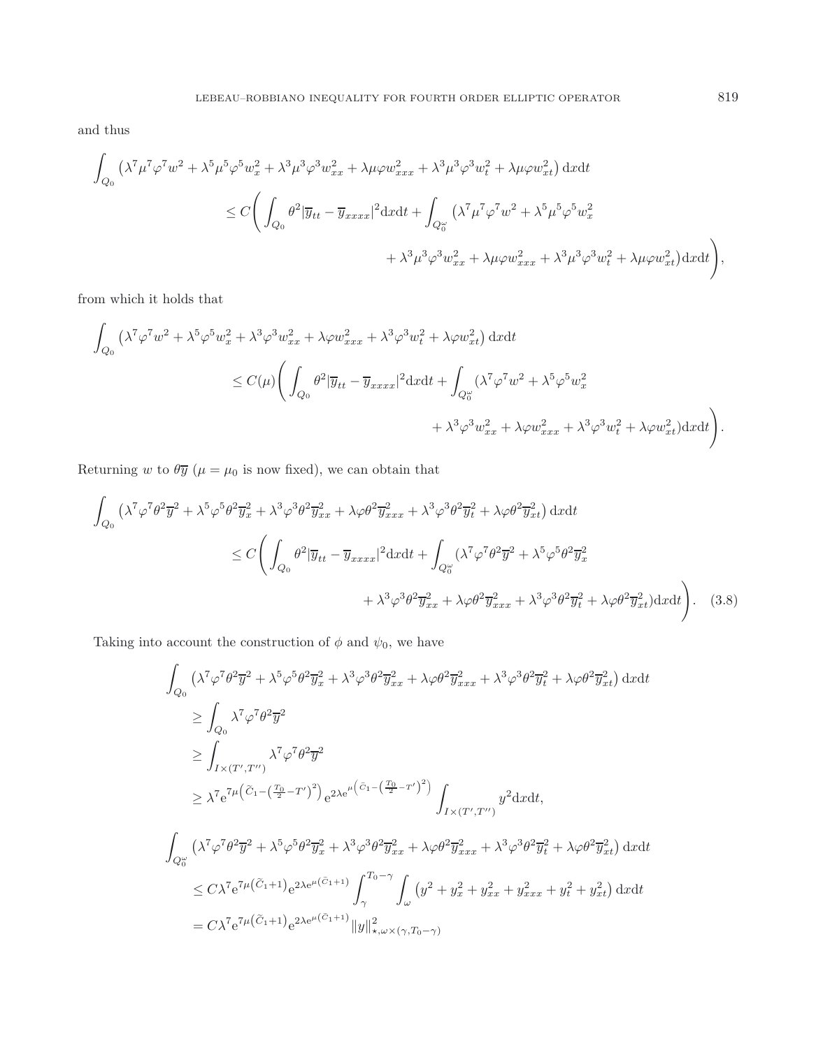and thus

$$
\begin{aligned}
\int_{Q_0} \left(\lambda^7\mu^7\varphi^7 w^2 + \lambda^5\mu^5\varphi^5 w_x^2 + \lambda^3\mu^3\varphi^3 w_{xx}^2 + \lambda\mu\varphi w_{xxx}^2 + \lambda^3\mu^3\varphi^3 w_t^2 + \lambda\mu\varphi w_{xt}^2\right) \mathrm{d}x\mathrm{d}t \\
\leq C\Bigg( \int_{Q_0} \theta^2 |\overline{y}_{tt} - \overline{y}_{xxxx}|^2 \mathrm{d}x\mathrm{d}t + \int_{Q_0^\omega} \left(\lambda^7\mu^7\varphi^7 w^2 + \lambda^5\mu^5\varphi^5 w_x^2 \right. \\
\left. + \lambda^3\mu^3\varphi^3 w_{xx}^2 + \lambda\mu\varphi w_{xxx}^2 + \lambda^3\mu^3\varphi^3 w_t^2 + \lambda\mu\varphi w_{xt}^2\right) \mathrm{d}x\mathrm{d}t \Bigg),
\end{aligned}
$$

from which it holds that

$$
\begin{aligned}
\int_{Q_0} \left(\lambda^7\varphi^7 w^2 + \lambda^5\varphi^5 w_x^2 + \lambda^3\varphi^3 w_{xx}^2 + \lambda\varphi w_{xxx}^2 + \lambda^3\varphi^3 w_t^2 + \lambda\varphi w_{xt}^2\right) \mathrm{d}x\mathrm{d}t \\
\leq C(\mu)\Bigg( \int_{Q_0} \theta^2 |\overline{y}_{tt} - \overline{y}_{xxxx}|^2 \mathrm{d}x\mathrm{d}t + \int_{Q_0^\omega} (\lambda^7\varphi^7 w^2 + \lambda^5\varphi^5 w_x^2 \\
+ \lambda^3\varphi^3 w_{xx}^2 + \lambda\varphi w_{xxx}^2 + \lambda^3\varphi^3 w_t^2 + \lambda\varphi w_{xt}^2) \mathrm{d}x\mathrm{d}t \Bigg).
\end{aligned}
$$

Returning $w$ to $\theta\overline{y}$ ($\mu = \mu_0$ is now fixed), we can obtain that

$$
\begin{aligned}
\int_{Q_0} \left(\lambda^7\varphi^7\theta^2\overline{y}^2 + \lambda^5\varphi^5\theta^2\overline{y}_x^2 + \lambda^3\varphi^3\theta^2\overline{y}_{xx}^2 + \lambda\varphi\theta^2\overline{y}_{xxx}^2 + \lambda^3\varphi^3\theta^2\overline{y}_t^2 + \lambda\varphi\theta^2\overline{y}_{xt}^2\right) \mathrm{d}x\mathrm{d}t \\
\leq C\Bigg( \int_{Q_0} \theta^2 |\overline{y}_{tt} - \overline{y}_{xxxx}|^2 \mathrm{d}x\mathrm{d}t + \int_{Q_0^\omega} (\lambda^7\varphi^7\theta^2\overline{y}^2 + \lambda^5\varphi^5\theta^2\overline{y}_x^2 \\
+ \lambda^3\varphi^3\theta^2\overline{y}_{xx}^2 + \lambda\varphi\theta^2\overline{y}_{xxx}^2 + \lambda^3\varphi^3\theta^2\overline{y}_t^2 + \lambda\varphi\theta^2\overline{y}_{xt}^2) \mathrm{d}x\mathrm{d}t \Bigg). \quad (3.8)
\end{aligned}
$$

Taking into account the construction of $\phi$ and $\psi_0$, we have

$$
\begin{aligned}
&\int_{Q_0} \left(\lambda^7\varphi^7\theta^2\overline{y}^2 + \lambda^5\varphi^5\theta^2\overline{y}_x^2 + \lambda^3\varphi^3\theta^2\overline{y}_{xx}^2 + \lambda\varphi\theta^2\overline{y}_{xxx}^2 + \lambda^3\varphi^3\theta^2\overline{y}_t^2 + \lambda\varphi\theta^2\overline{y}_{xt}^2\right) \mathrm{d}x\mathrm{d}t \\
&\geq \int_{Q_0} \lambda^7\varphi^7\theta^2\overline{y}^2 \\
&\geq \int_{I\times(T',T'')} \lambda^7\varphi^7\theta^2\overline{y}^2 \\
&\geq \lambda^7 \mathrm{e}^{7\mu\left(\widetilde{C}_1 - \left(\frac{T_0}{2} - T'\right)^2\right)} \mathrm{e}^{2\lambda \mathrm{e}^{\mu\left(\bar{C}_1 - \left(\frac{T_0}{2} - T'\right)^2\right)}} \int_{I\times(T',T'')} y^2 \mathrm{d}x\mathrm{d}t,
\end{aligned}
$$

$$
\begin{aligned}
&\int_{Q_0^\omega} \left(\lambda^7\varphi^7\theta^2\overline{y}^2 + \lambda^5\varphi^5\theta^2\overline{y}_x^2 + \lambda^3\varphi^3\theta^2\overline{y}_{xx}^2 + \lambda\varphi\theta^2\overline{y}_{xxx}^2 + \lambda^3\varphi^3\theta^2\overline{y}_t^2 + \lambda\varphi\theta^2\overline{y}_{xt}^2\right) \mathrm{d}x\mathrm{d}t \\
&\leq C\lambda^7 \mathrm{e}^{7\mu\left(\widetilde{C}_1 + 1\right)} \mathrm{e}^{2\lambda \mathrm{e}^{\mu\left(\bar{C}_1 + 1\right)}} \int_\gamma^{T_0-\gamma} \int_\omega \left(y^2 + y_x^2 + y_{xx}^2 + y_{xxx}^2 + y_t^2 + y_{xt}^2\right) \mathrm{d}x\mathrm{d}t \\
&= C\lambda^7 \mathrm{e}^{7\mu\left(\widetilde{C}_1 + 1\right)} \mathrm{e}^{2\lambda \mathrm{e}^{\mu\left(\bar{C}_1 + 1\right)}} \|y\|^2_{\star,\omega\times(\gamma,T_0-\gamma)}
\end{aligned}
$$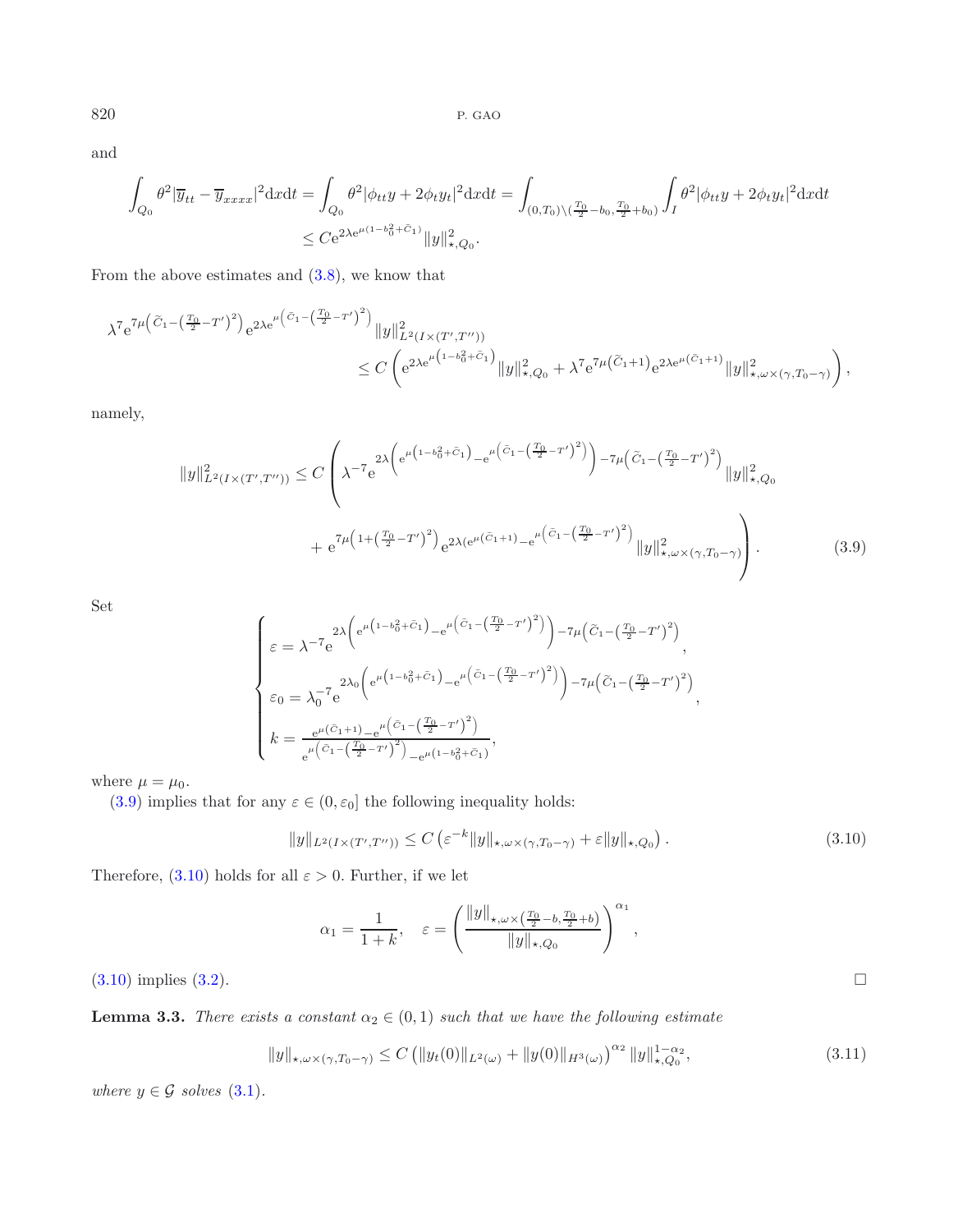and

$$\int_{Q_0} \theta^2 |\overline{y}_{tt} - \overline{y}_{xxxx}|^2 \mathrm{d}x\mathrm{d}t = \int_{Q_0} \theta^2 |\phi_{tt} y + 2\phi_t y_t|^2 \mathrm{d}x\mathrm{d}t = \int_{(0,T_0)\setminus(\frac{T_0}{2}-b_0,\frac{T_0}{2}+b_0)} \int_I \theta^2 |\phi_{tt} y + 2\phi_t y_t|^2 \mathrm{d}x\mathrm{d}t$$
$$\leq C \mathrm{e}^{2\lambda \mathrm{e}^{\mu(1-b_0^2+\bar{C}_1)}} \|y\|^2_{\star,Q_0}.$$

From the above estimates and (3.8), we know that

$$\lambda^7 \mathrm{e}^{7\mu\left(\widetilde{C}_1 - \left(\frac{T_0}{2}-T'\right)^2\right)} \mathrm{e}^{2\lambda \mathrm{e}^{\mu\left(\bar{C}_1 - \left(\frac{T_0}{2}-T'\right)^2\right)}} \|y\|^2_{L^2(I\times(T',T''))}$$
$$\leq C\left(\mathrm{e}^{2\lambda \mathrm{e}^{\mu\left(1-b_0^2+\bar{C}_1\right)}} \|y\|^2_{\star,Q_0} + \lambda^7 \mathrm{e}^{7\mu\left(\bar{C}_1+1\right)} \mathrm{e}^{2\lambda \mathrm{e}^{\mu\left(\bar{C}_1+1\right)}} \|y\|^2_{\star,\omega\times(\gamma,T_0-\gamma)}\right),$$

namely,

$$\|y\|^2_{L^2(I\times(T',T''))} \leq C\left(\lambda^{-7} \mathrm{e}^{2\lambda\left(\mathrm{e}^{\mu\left(1-b_0^2+\bar{C}_1\right)} - \mathrm{e}^{\mu\left(\bar{C}_1-\left(\frac{T_0}{2}-T'\right)^2\right)}\right) - 7\mu\left(\widetilde{C}_1-\left(\frac{T_0}{2}-T'\right)^2\right)} \|y\|^2_{\star,Q_0}\right.$$
$$\left. + \mathrm{e}^{7\mu\left(1+\left(\frac{T_0}{2}-T'\right)^2\right)} \mathrm{e}^{2\lambda\left(\mathrm{e}^{\mu(\bar{C}_1+1)} - \mathrm{e}^{\mu\left(\bar{C}_1-\left(\frac{T_0}{2}-T'\right)^2\right)}\right)} \|y\|^2_{\star,\omega\times(\gamma,T_0-\gamma)}\right). \tag{3.9}$$

Set

$$\begin{cases} \varepsilon = \lambda^{-7} \mathrm{e}^{2\lambda\left(\mathrm{e}^{\mu\left(1-b_0^2+\bar{C}_1\right)} - \mathrm{e}^{\mu\left(\bar{C}_1-\left(\frac{T_0}{2}-T'\right)^2\right)}\right) - 7\mu\left(\widetilde{C}_1-\left(\frac{T_0}{2}-T'\right)^2\right)}, \\ \varepsilon_0 = \lambda_0^{-7} \mathrm{e}^{2\lambda_0\left(\mathrm{e}^{\mu\left(1-b_0^2+\bar{C}_1\right)} - \mathrm{e}^{\mu\left(\bar{C}_1-\left(\frac{T_0}{2}-T'\right)^2\right)}\right) - 7\mu\left(\widetilde{C}_1-\left(\frac{T_0}{2}-T'\right)^2\right)}, \\ k = \dfrac{\mathrm{e}^{\mu(\bar{C}_1+1)} - \mathrm{e}^{\mu\left(\bar{C}_1-\left(\frac{T_0}{2}-T'\right)^2\right)}}{\mathrm{e}^{\mu\left(\bar{C}_1-\left(\frac{T_0}{2}-T'\right)^2\right)} - \mathrm{e}^{\mu\left(1-b_0^2+\bar{C}_1\right)}}, \end{cases}$$

where $\mu = \mu_0$.

(3.9) implies that for any $\varepsilon \in (0, \varepsilon_0]$ the following inequality holds:

$$\|y\|_{L^2(I\times(T',T''))} \leq C\left(\varepsilon^{-k} \|y\|_{\star,\omega\times(\gamma,T_0-\gamma)} + \varepsilon \|y\|_{\star,Q_0}\right). \tag{3.10}$$

Therefore, (3.10) holds for all $\varepsilon > 0$. Further, if we let

$$\alpha_1 = \frac{1}{1+k}, \quad \varepsilon = \left(\frac{\|y\|_{\star,\omega\times\left(\frac{T_0}{2}-b,\frac{T_0}{2}+b\right)}}{\|y\|_{\star,Q_0}}\right)^{\alpha_1},$$

(3.10) implies (3.2). $\square$

**Lemma 3.3.** *There exists a constant $\alpha_2 \in (0,1)$ such that we have the following estimate*

$$\|y\|_{\star,\omega\times(\gamma,T_0-\gamma)} \leq C\left(\|y_t(0)\|_{L^2(\omega)} + \|y(0)\|_{H^3(\omega)}\right)^{\alpha_2} \|y\|^{1-\alpha_2}_{\star,Q_0}, \tag{3.11}$$

*where $y \in \mathcal{G}$ solves (3.1).*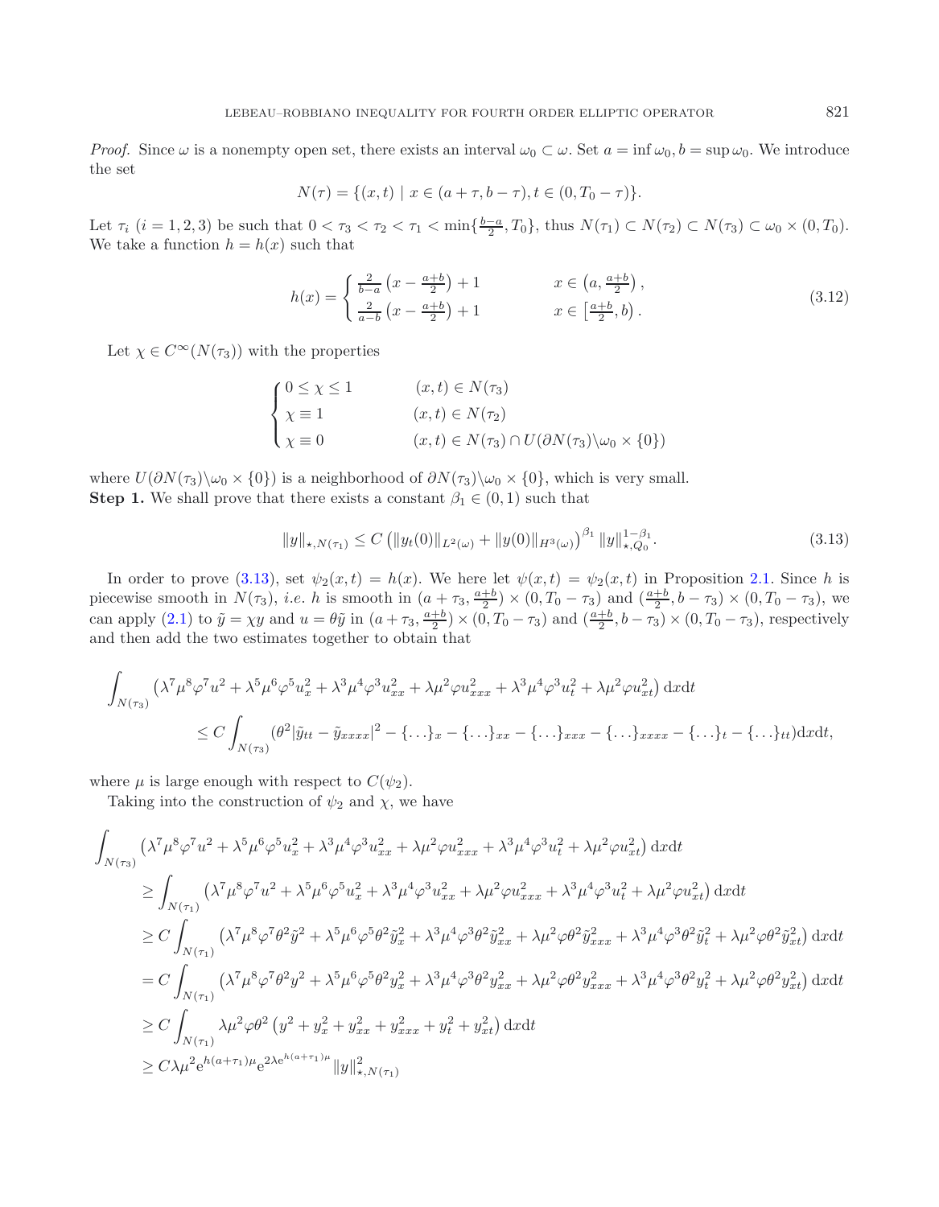*Proof.* Since $\omega$ is a nonempty open set, there exists an interval $\omega_0 \subset \omega$. Set $a = \inf \omega_0, b = \sup \omega_0$. We introduce the set

$$N(\tau) = \{(x,t) \mid x \in (a+\tau, b-\tau), t \in (0, T_0 - \tau)\}.$$

Let $\tau_i$ $(i = 1,2,3)$ be such that $0 < \tau_3 < \tau_2 < \tau_1 < \min\{\frac{b-a}{2}, T_0\}$, thus $N(\tau_1) \subset N(\tau_2) \subset N(\tau_3) \subset \omega_0 \times (0, T_0)$. We take a function $h = h(x)$ such that

$$h(x) = \begin{cases} \frac{2}{b-a}\left(x - \frac{a+b}{2}\right) + 1 & x \in \left(a, \frac{a+b}{2}\right), \\ \frac{2}{a-b}\left(x - \frac{a+b}{2}\right) + 1 & x \in \left[\frac{a+b}{2}, b\right). \end{cases} \tag{3.12}$$

Let $\chi \in C^\infty(N(\tau_3))$ with the properties

$$\begin{cases} 0 \le \chi \le 1 & (x,t) \in N(\tau_3) \\ \chi \equiv 1 & (x,t) \in N(\tau_2) \\ \chi \equiv 0 & (x,t) \in N(\tau_3) \cap U(\partial N(\tau_3) \backslash \omega_0 \times \{0\}) \end{cases}$$

where $U(\partial N(\tau_3)\backslash \omega_0 \times \{0\})$ is a neighborhood of $\partial N(\tau_3)\backslash \omega_0 \times \{0\}$, which is very small.

**Step 1.** We shall prove that there exists a constant $\beta_1 \in (0,1)$ such that

$$\|y\|_{\star, N(\tau_1)} \le C\left(\|y_t(0)\|_{L^2(\omega)} + \|y(0)\|_{H^3(\omega)}\right)^{\beta_1} \|y\|^{1-\beta_1}_{\star, Q_0}. \tag{3.13}$$

In order to prove (3.13), set $\psi_2(x,t) = h(x)$. We here let $\psi(x,t) = \psi_2(x,t)$ in Proposition 2.1. Since $h$ is piecewise smooth in $N(\tau_3)$, *i.e.* $h$ is smooth in $(a+\tau_3, \frac{a+b}{2}) \times (0, T_0 - \tau_3)$ and $(\frac{a+b}{2}, b - \tau_3) \times (0, T_0 - \tau_3)$, we can apply (2.1) to $\tilde{y} = \chi y$ and $u = \theta \tilde{y}$ in $(a + \tau_3, \frac{a+b}{2}) \times (0, T_0 - \tau_3)$ and $(\frac{a+b}{2}, b - \tau_3) \times (0, T_0 - \tau_3)$, respectively and then add the two estimates together to obtain that

$$\begin{aligned}\int_{N(\tau_3)} &\left(\lambda^7\mu^8\varphi^7 u^2 + \lambda^5\mu^6\varphi^5 u_x^2 + \lambda^3\mu^4\varphi^3 u_{xx}^2 + \lambda\mu^2\varphi u_{xxx}^2 + \lambda^3\mu^4\varphi^3 u_t^2 + \lambda\mu^2\varphi u_{xt}^2\right) \mathrm{d}x\mathrm{d}t \\ &\le C \int_{N(\tau_3)} (\theta^2|\tilde{y}_{tt} - \tilde{y}_{xxxx}|^2 - \{\ldots\}_x - \{\ldots\}_{xx} - \{\ldots\}_{xxx} - \{\ldots\}_{xxxx} - \{\ldots\}_t - \{\ldots\}_{tt})\mathrm{d}x\mathrm{d}t,\end{aligned}$$

where $\mu$ is large enough with respect to $C(\psi_2)$.

Taking into the construction of $\psi_2$ and $\chi$, we have

$$\begin{aligned}\int_{N(\tau_3)} &\left(\lambda^7\mu^8\varphi^7 u^2 + \lambda^5\mu^6\varphi^5 u_x^2 + \lambda^3\mu^4\varphi^3 u_{xx}^2 + \lambda\mu^2\varphi u_{xxx}^2 + \lambda^3\mu^4\varphi^3 u_t^2 + \lambda\mu^2\varphi u_{xt}^2\right) \mathrm{d}x\mathrm{d}t \\ &\ge \int_{N(\tau_1)} \left(\lambda^7\mu^8\varphi^7 u^2 + \lambda^5\mu^6\varphi^5 u_x^2 + \lambda^3\mu^4\varphi^3 u_{xx}^2 + \lambda\mu^2\varphi u_{xxx}^2 + \lambda^3\mu^4\varphi^3 u_t^2 + \lambda\mu^2\varphi u_{xt}^2\right) \mathrm{d}x\mathrm{d}t \\ &\ge C\int_{N(\tau_1)} \left(\lambda^7\mu^8\varphi^7\theta^2 \tilde{y}^2 + \lambda^5\mu^6\varphi^5\theta^2 \tilde{y}_x^2 + \lambda^3\mu^4\varphi^3\theta^2 \tilde{y}_{xx}^2 + \lambda\mu^2\varphi\theta^2 \tilde{y}_{xxx}^2 + \lambda^3\mu^4\varphi^3\theta^2 \tilde{y}_t^2 + \lambda\mu^2\varphi\theta^2 \tilde{y}_{xt}^2\right) \mathrm{d}x\mathrm{d}t \\ &= C\int_{N(\tau_1)} \left(\lambda^7\mu^8\varphi^7\theta^2 y^2 + \lambda^5\mu^6\varphi^5\theta^2 y_x^2 + \lambda^3\mu^4\varphi^3\theta^2 y_{xx}^2 + \lambda\mu^2\varphi\theta^2 y_{xxx}^2 + \lambda^3\mu^4\varphi^3\theta^2 y_t^2 + \lambda\mu^2\varphi\theta^2 y_{xt}^2\right) \mathrm{d}x\mathrm{d}t \\ &\ge C\int_{N(\tau_1)} \lambda\mu^2\varphi\theta^2\left(y^2 + y_x^2 + y_{xx}^2 + y_{xxx}^2 + y_t^2 + y_{xt}^2\right)\mathrm{d}x\mathrm{d}t \\ &\ge C\lambda\mu^2 \mathrm{e}^{h(a+\tau_1)\mu}\mathrm{e}^{2\lambda \mathrm{e}^{h(a+\tau_1)\mu}} \|y\|^2_{\star, N(\tau_1)}\end{aligned}$$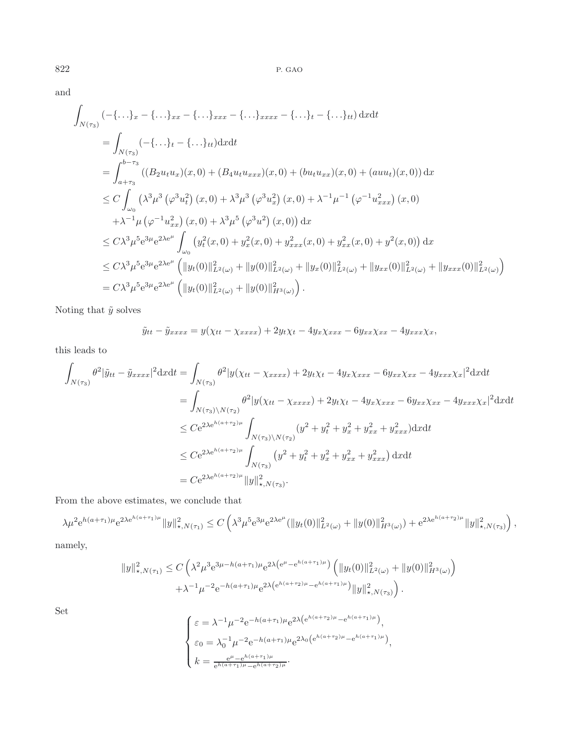and

$$
\begin{aligned}
&\int_{N(\tau_3)} (-\{\dots\}_x - \{\dots\}_{xx} - \{\dots\}_{xxx} - \{\dots\}_{xxxx} - \{\dots\}_t - \{\dots\}_{tt})\,\mathrm{d}x\mathrm{d}t \\
&\quad= \int_{N(\tau_3)} (-\{\dots\}_t - \{\dots\}_{tt})\mathrm{d}x\mathrm{d}t \\
&\quad= \int_{a+\tau_3}^{b-\tau_3} ((B_2 u_t u_x)(x,0) + (B_4 u_t u_{xxx})(x,0) + (b u_t u_{xx})(x,0) + (a u u_t)(x,0))\,\mathrm{d}x \\
&\quad\leq C\int_{\omega_0} \left(\lambda^3\mu^3\left(\varphi^3 u_t^2\right)(x,0) + \lambda^3\mu^3\left(\varphi^3 u_x^2\right)(x,0) + \lambda^{-1}\mu^{-1}\left(\varphi^{-1}u_{xxx}^2\right)(x,0)\right. \\
&\qquad \left. +\lambda^{-1}\mu\left(\varphi^{-1}u_{xx}^2\right)(x,0) + \lambda^3\mu^5\left(\varphi^3 u^2\right)(x,0)\right)\mathrm{d}x \\
&\quad\leq C\lambda^3\mu^5\mathrm{e}^{3\mu}\mathrm{e}^{2\lambda\mathrm{e}^{\mu}}\int_{\omega_0}\left(y_t^2(x,0) + y_x^2(x,0) + y_{xxx}^2(x,0) + y_{xx}^2(x,0) + y^2(x,0)\right)\mathrm{d}x \\
&\quad\leq C\lambda^3\mu^5\mathrm{e}^{3\mu}\mathrm{e}^{2\lambda\mathrm{e}^{\mu}}\left(\|y_t(0)\|^2_{L^2(\omega)} + \|y(0)\|^2_{L^2(\omega)} + \|y_x(0)\|^2_{L^2(\omega)} + \|y_{xx}(0)\|^2_{L^2(\omega)} + \|y_{xxx}(0)\|^2_{L^2(\omega)}\right) \\
&\quad= C\lambda^3\mu^5\mathrm{e}^{3\mu}\mathrm{e}^{2\lambda\mathrm{e}^{\mu}}\left(\|y_t(0)\|^2_{L^2(\omega)} + \|y(0)\|^2_{H^3(\omega)}\right).
\end{aligned}
$$

Noting that $\tilde{y}$ solves

$$
\tilde{y}_{tt} - \tilde{y}_{xxxx} = y(\chi_{tt} - \chi_{xxxx}) + 2y_t\chi_t - 4y_x\chi_{xxx} - 6y_{xx}\chi_{xx} - 4y_{xxx}\chi_x,
$$

this leads to

$$
\begin{aligned}
\int_{N(\tau_3)}\theta^2|\tilde{y}_{tt} - \tilde{y}_{xxxx}|^2\mathrm{d}x\mathrm{d}t &= \int_{N(\tau_3)}\theta^2|y(\chi_{tt} - \chi_{xxxx}) + 2y_t\chi_t - 4y_x\chi_{xxx} - 6y_{xx}\chi_{xx} - 4y_{xxx}\chi_x|^2\mathrm{d}x\mathrm{d}t \\
&= \int_{N(\tau_3)\setminus N(\tau_2)}\theta^2|y(\chi_{tt} - \chi_{xxxx}) + 2y_t\chi_t - 4y_x\chi_{xxx} - 6y_{xx}\chi_{xx} - 4y_{xxx}\chi_x|^2\mathrm{d}x\mathrm{d}t \\
&\leq C\mathrm{e}^{2\lambda\mathrm{e}^{h(a+\tau_2)\mu}}\int_{N(\tau_3)\setminus N(\tau_2)}(y^2 + y_t^2 + y_x^2 + y_{xx}^2 + y_{xxx}^2)\mathrm{d}x\mathrm{d}t \\
&\leq C\mathrm{e}^{2\lambda\mathrm{e}^{h(a+\tau_2)\mu}}\int_{N(\tau_3)}\left(y^2 + y_t^2 + y_x^2 + y_{xx}^2 + y_{xxx}^2\right)\mathrm{d}x\mathrm{d}t \\
&= C\mathrm{e}^{2\lambda\mathrm{e}^{h(a+\tau_2)\mu}}\|y\|^2_{\star,N(\tau_3)}.
\end{aligned}
$$

From the above estimates, we conclude that

$$
\lambda\mu^2\mathrm{e}^{h(a+\tau_1)\mu}\mathrm{e}^{2\lambda\mathrm{e}^{h(a+\tau_1)\mu}}\|y\|^2_{\star,N(\tau_1)} \leq C\left(\lambda^3\mu^5\mathrm{e}^{3\mu}\mathrm{e}^{2\lambda\mathrm{e}^{\mu}}(\|y_t(0)\|^2_{L^2(\omega)} + \|y(0)\|^2_{H^3(\omega)}) + \mathrm{e}^{2\lambda\mathrm{e}^{h(a+\tau_2)\mu}}\|y\|^2_{\star,N(\tau_3)}\right),
$$

namely,

$$
\begin{aligned}
\|y\|^2_{\star,N(\tau_1)} \leq C\Big(&\lambda^2\mu^3\mathrm{e}^{3\mu - h(a+\tau_1)\mu}\mathrm{e}^{2\lambda\left(\mathrm{e}^{\mu} - \mathrm{e}^{h(a+\tau_1)\mu}\right)}\left(\|y_t(0)\|^2_{L^2(\omega)} + \|y(0)\|^2_{H^3(\omega)}\right) \\
&+\lambda^{-1}\mu^{-2}\mathrm{e}^{-h(a+\tau_1)\mu}\mathrm{e}^{2\lambda\left(\mathrm{e}^{h(a+\tau_2)\mu} - \mathrm{e}^{h(a+\tau_1)\mu}\right)}\|y\|^2_{\star,N(\tau_3)}\Big).
\end{aligned}
$$

Set

$$
\begin{cases}
\varepsilon = \lambda^{-1}\mu^{-2}\mathrm{e}^{-h(a+\tau_1)\mu}\mathrm{e}^{2\lambda\left(\mathrm{e}^{h(a+\tau_2)\mu} - \mathrm{e}^{h(a+\tau_1)\mu}\right)}, \\
\varepsilon_0 = \lambda_0^{-1}\mu^{-2}\mathrm{e}^{-h(a+\tau_1)\mu}\mathrm{e}^{2\lambda_0\left(\mathrm{e}^{h(a+\tau_2)\mu} - \mathrm{e}^{h(a+\tau_1)\mu}\right)}, \\
k = \frac{\mathrm{e}^{\mu} - \mathrm{e}^{h(a+\tau_1)\mu}}{\mathrm{e}^{h(a+\tau_1)\mu} - \mathrm{e}^{h(a+\tau_2)\mu}}.
\end{cases}
$$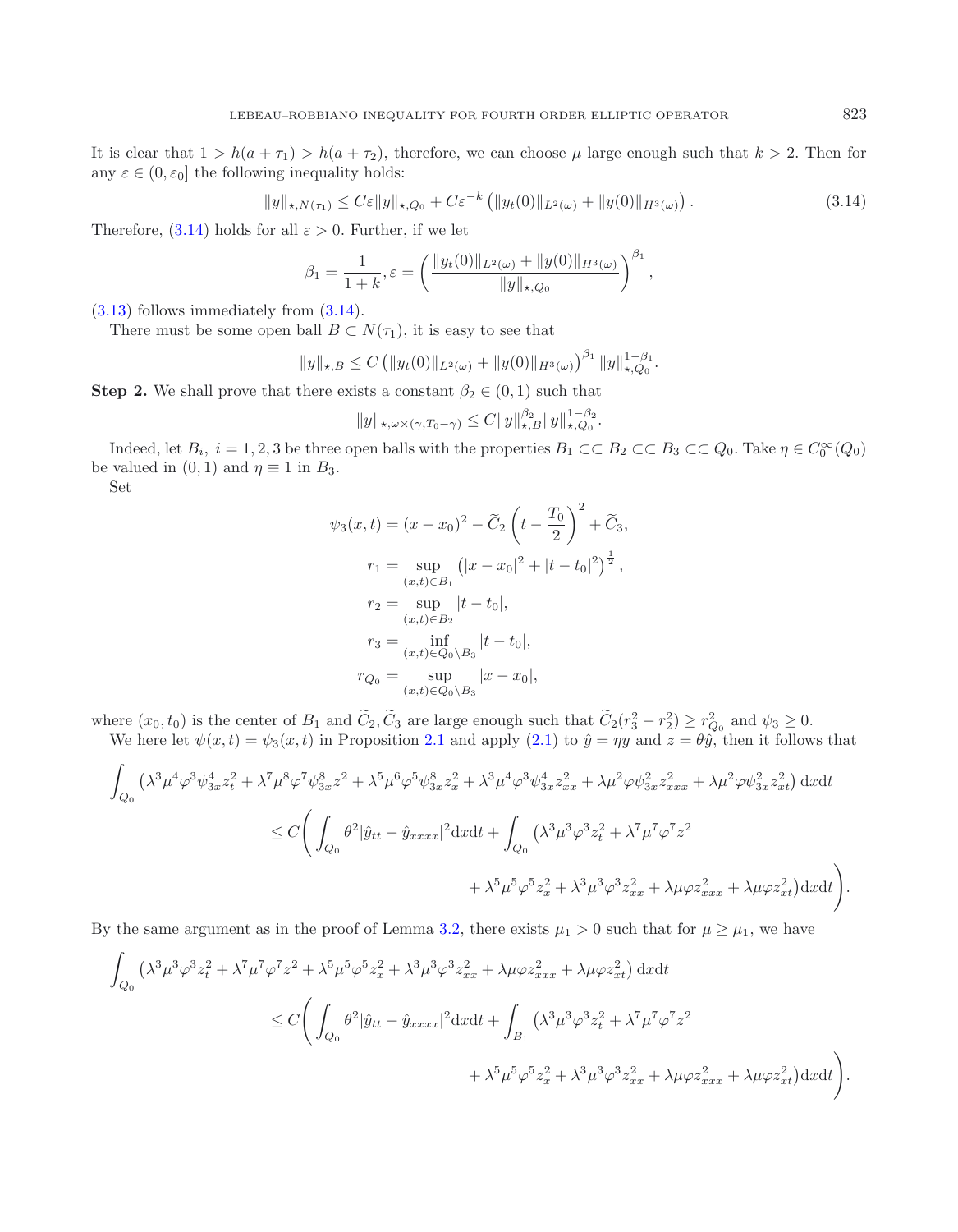It is clear that $1 > h(a+\tau_1) > h(a+\tau_2)$, therefore, we can choose $\mu$ large enough such that $k > 2$. Then for any $\varepsilon \in (0, \varepsilon_0]$ the following inequality holds:

$$\|y\|_{\star,N(\tau_1)} \leq C\varepsilon\|y\|_{\star,Q_0} + C\varepsilon^{-k}\left(\|y_t(0)\|_{L^2(\omega)} + \|y(0)\|_{H^3(\omega)}\right). \tag{3.14}$$

Therefore, (3.14) holds for all $\varepsilon > 0$. Further, if we let

$$\beta_1 = \frac{1}{1+k}, \varepsilon = \left(\frac{\|y_t(0)\|_{L^2(\omega)} + \|y(0)\|_{H^3(\omega)}}{\|y\|_{\star,Q_0}}\right)^{\beta_1},$$

(3.13) follows immediately from (3.14).

There must be some open ball $B \subset N(\tau_1)$, it is easy to see that

$$\|y\|_{\star,B} \leq C\left(\|y_t(0)\|_{L^2(\omega)} + \|y(0)\|_{H^3(\omega)}\right)^{\beta_1}\|y\|_{\star,Q_0}^{1-\beta_1}.$$

**Step 2.** We shall prove that there exists a constant $\beta_2 \in (0,1)$ such that

$$\|y\|_{\star,\omega\times(\gamma,T_0-\gamma)} \leq C\|y\|_{\star,B}^{\beta_2}\|y\|_{\star,Q_0}^{1-\beta_2}.$$

Indeed, let $B_i$, $i = 1,2,3$ be three open balls with the properties $B_1 \subset\subset B_2 \subset\subset B_3 \subset\subset Q_0$. Take $\eta \in C_0^\infty(Q_0)$ be valued in $(0,1)$ and $\eta \equiv 1$ in $B_3$.

Set

$$\begin{aligned}
\psi_3(x,t) &= (x-x_0)^2 - \widetilde{C}_2\left(t - \frac{T_0}{2}\right)^2 + \widetilde{C}_3,\\
r_1 &= \sup_{(x,t)\in B_1}\left(|x-x_0|^2 + |t-t_0|^2\right)^{\frac{1}{2}},\\
r_2 &= \sup_{(x,t)\in B_2}|t-t_0|,\\
r_3 &= \inf_{(x,t)\in Q_0\setminus B_3}|t-t_0|,\\
r_{Q_0} &= \sup_{(x,t)\in Q_0\setminus B_3}|x-x_0|,
\end{aligned}$$

where $(x_0,t_0)$ is the center of $B_1$ and $\widetilde{C}_2, \widetilde{C}_3$ are large enough such that $\widetilde{C}_2(r_3^2 - r_2^2) \geq r_{Q_0}^2$ and $\psi_3 \geq 0$.

We here let $\psi(x,t) = \psi_3(x,t)$ in Proposition 2.1 and apply (2.1) to $\hat{y} = \eta y$ and $z = \theta\hat{y}$, then it follows that

$$\begin{aligned}
&\int_{Q_0}\left(\lambda^3\mu^4\varphi^3\psi_{3x}^4 z_t^2 + \lambda^7\mu^8\varphi^7\psi_{3x}^8 z^2 + \lambda^5\mu^6\varphi^5\psi_{3x}^8 z_x^2 + \lambda^3\mu^4\varphi^3\psi_{3x}^4 z_{xx}^2 + \lambda\mu^2\varphi\psi_{3x}^2 z_{xxx}^2 + \lambda\mu^2\varphi\psi_{3x}^2 z_{xt}^2\right)\mathrm{d}x\mathrm{d}t\\
&\quad\leq C\Bigg(\int_{Q_0}\theta^2|\hat{y}_{tt} - \hat{y}_{xxxx}|^2\mathrm{d}x\mathrm{d}t + \int_{Q_0}\left(\lambda^3\mu^3\varphi^3 z_t^2 + \lambda^7\mu^7\varphi^7 z^2\right.\\
&\qquad\left.+ \lambda^5\mu^5\varphi^5 z_x^2 + \lambda^3\mu^3\varphi^3 z_{xx}^2 + \lambda\mu\varphi z_{xxx}^2 + \lambda\mu\varphi z_{xt}^2\right)\mathrm{d}x\mathrm{d}t\Bigg).
\end{aligned}$$

By the same argument as in the proof of Lemma 3.2, there exists $\mu_1 > 0$ such that for $\mu \geq \mu_1$, we have

$$\begin{aligned}
&\int_{Q_0}\left(\lambda^3\mu^3\varphi^3 z_t^2 + \lambda^7\mu^7\varphi^7 z^2 + \lambda^5\mu^5\varphi^5 z_x^2 + \lambda^3\mu^3\varphi^3 z_{xx}^2 + \lambda\mu\varphi z_{xxx}^2 + \lambda\mu\varphi z_{xt}^2\right)\mathrm{d}x\mathrm{d}t\\
&\quad\leq C\Bigg(\int_{Q_0}\theta^2|\hat{y}_{tt} - \hat{y}_{xxxx}|^2\mathrm{d}x\mathrm{d}t + \int_{B_1}\left(\lambda^3\mu^3\varphi^3 z_t^2 + \lambda^7\mu^7\varphi^7 z^2\right.\\
&\qquad\left.+ \lambda^5\mu^5\varphi^5 z_x^2 + \lambda^3\mu^3\varphi^3 z_{xx}^2 + \lambda\mu\varphi z_{xxx}^2 + \lambda\mu\varphi z_{xt}^2\right)\mathrm{d}x\mathrm{d}t\Bigg).
\end{aligned}$$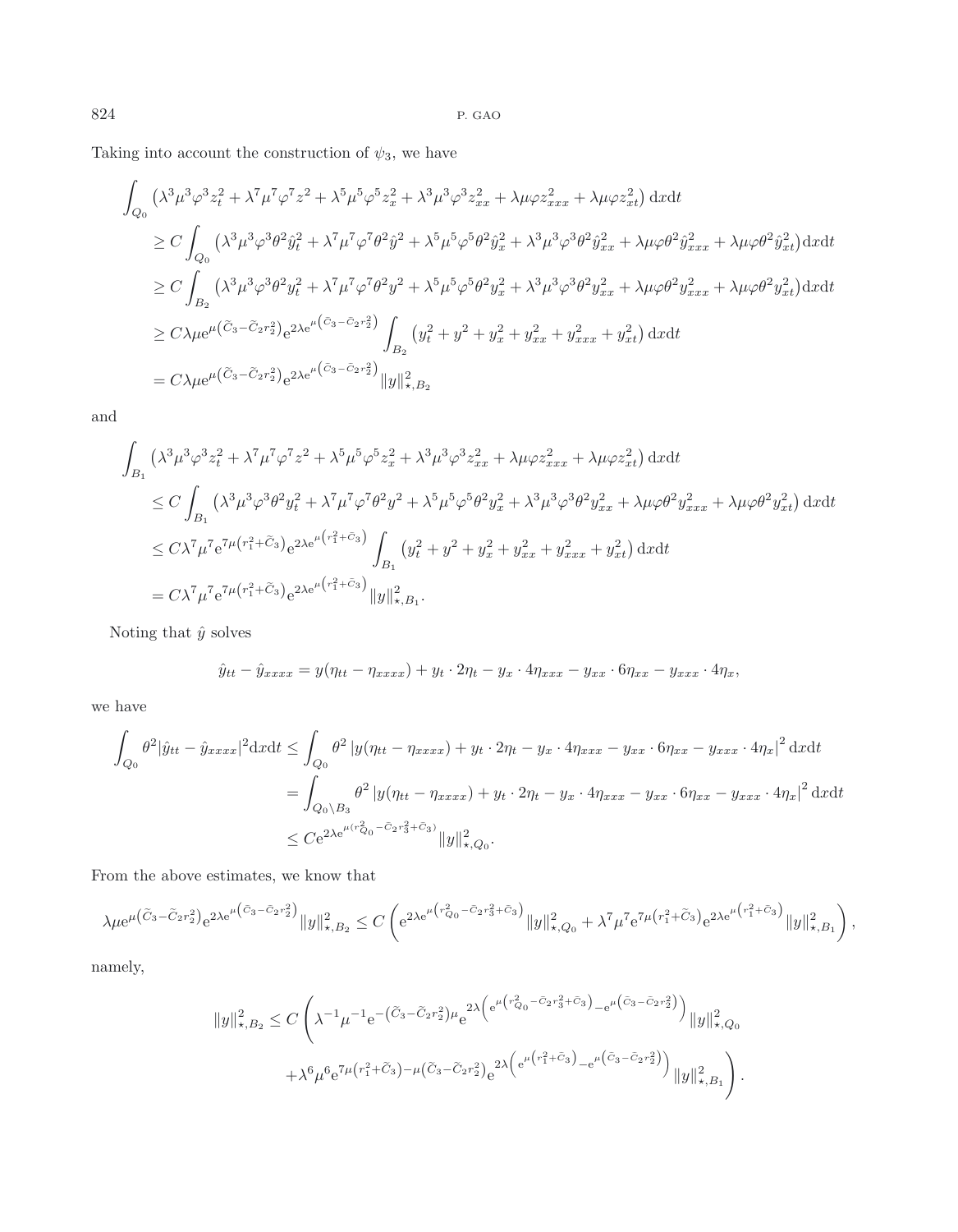Taking into account the construction of $\psi_3$, we have

$$
\begin{aligned}
&\int_{Q_0} \left(\lambda^3\mu^3\varphi^3 z_t^2 + \lambda^7\mu^7\varphi^7 z^2 + \lambda^5\mu^5\varphi^5 z_x^2 + \lambda^3\mu^3\varphi^3 z_{xx}^2 + \lambda\mu\varphi z_{xxx}^2 + \lambda\mu\varphi z_{xt}^2\right) \mathrm{d}x\mathrm{d}t \\
&\quad \geq C\int_{Q_0} \left(\lambda^3\mu^3\varphi^3\theta^2 \hat{y}_t^2 + \lambda^7\mu^7\varphi^7\theta^2 \hat{y}^2 + \lambda^5\mu^5\varphi^5\theta^2 \hat{y}_x^2 + \lambda^3\mu^3\varphi^3\theta^2 \hat{y}_{xx}^2 + \lambda\mu\varphi\theta^2 \hat{y}_{xxx}^2 + \lambda\mu\varphi\theta^2 \hat{y}_{xt}^2\right)\mathrm{d}x\mathrm{d}t \\
&\quad \geq C\int_{B_2} \left(\lambda^3\mu^3\varphi^3\theta^2 y_t^2 + \lambda^7\mu^7\varphi^7\theta^2 y^2 + \lambda^5\mu^5\varphi^5\theta^2 y_x^2 + \lambda^3\mu^3\varphi^3\theta^2 y_{xx}^2 + \lambda\mu\varphi\theta^2 y_{xxx}^2 + \lambda\mu\varphi\theta^2 y_{xt}^2\right)\mathrm{d}x\mathrm{d}t \\
&\quad \geq C\lambda\mu \mathrm{e}^{\mu\left(\tilde{C}_3 - \tilde{C}_2 r_2^2\right)} \mathrm{e}^{2\lambda \mathrm{e}^{\mu\left(\bar{C}_3 - \bar{C}_2 r_2^2\right)}} \int_{B_2} \left(y_t^2 + y^2 + y_x^2 + y_{xx}^2 + y_{xxx}^2 + y_{xt}^2\right)\mathrm{d}x\mathrm{d}t \\
&\quad = C\lambda\mu \mathrm{e}^{\mu\left(\tilde{C}_3 - \tilde{C}_2 r_2^2\right)} \mathrm{e}^{2\lambda \mathrm{e}^{\mu\left(\bar{C}_3 - \bar{C}_2 r_2^2\right)}} \|y\|^2_{\star, B_2}
\end{aligned}
$$

and

$$
\begin{aligned}
&\int_{B_1} \left(\lambda^3\mu^3\varphi^3 z_t^2 + \lambda^7\mu^7\varphi^7 z^2 + \lambda^5\mu^5\varphi^5 z_x^2 + \lambda^3\mu^3\varphi^3 z_{xx}^2 + \lambda\mu\varphi z_{xxx}^2 + \lambda\mu\varphi z_{xt}^2\right) \mathrm{d}x\mathrm{d}t \\
&\quad \leq C\int_{B_1} \left(\lambda^3\mu^3\varphi^3\theta^2 y_t^2 + \lambda^7\mu^7\varphi^7\theta^2 y^2 + \lambda^5\mu^5\varphi^5\theta^2 y_x^2 + \lambda^3\mu^3\varphi^3\theta^2 y_{xx}^2 + \lambda\mu\varphi\theta^2 y_{xxx}^2 + \lambda\mu\varphi\theta^2 y_{xt}^2\right)\mathrm{d}x\mathrm{d}t \\
&\quad \leq C\lambda^7\mu^7 \mathrm{e}^{7\mu\left(r_1^2 + \tilde{C}_3\right)} \mathrm{e}^{2\lambda \mathrm{e}^{\mu\left(r_1^2 + \bar{C}_3\right)}} \int_{B_1} \left(y_t^2 + y^2 + y_x^2 + y_{xx}^2 + y_{xxx}^2 + y_{xt}^2\right)\mathrm{d}x\mathrm{d}t \\
&\quad = C\lambda^7\mu^7 \mathrm{e}^{7\mu\left(r_1^2 + \tilde{C}_3\right)} \mathrm{e}^{2\lambda \mathrm{e}^{\mu\left(r_1^2 + \bar{C}_3\right)}} \|y\|^2_{\star, B_1}.
\end{aligned}
$$

Noting that $\hat{y}$ solves

$$
\hat{y}_{tt} - \hat{y}_{xxxx} = y(\eta_{tt} - \eta_{xxxx}) + y_t \cdot 2\eta_t - y_x \cdot 4\eta_{xxx} - y_{xx} \cdot 6\eta_{xx} - y_{xxx} \cdot 4\eta_x,
$$

we have

$$
\begin{aligned}
\int_{Q_0} \theta^2 |\hat{y}_{tt} - \hat{y}_{xxxx}|^2 \mathrm{d}x\mathrm{d}t &\leq \int_{Q_0} \theta^2 \left| y(\eta_{tt} - \eta_{xxxx}) + y_t \cdot 2\eta_t - y_x \cdot 4\eta_{xxx} - y_{xx} \cdot 6\eta_{xx} - y_{xxx} \cdot 4\eta_x \right|^2 \mathrm{d}x\mathrm{d}t \\
&= \int_{Q_0 \setminus B_3} \theta^2 \left| y(\eta_{tt} - \eta_{xxxx}) + y_t \cdot 2\eta_t - y_x \cdot 4\eta_{xxx} - y_{xx} \cdot 6\eta_{xx} - y_{xxx} \cdot 4\eta_x \right|^2 \mathrm{d}x\mathrm{d}t \\
&\leq C\mathrm{e}^{2\lambda \mathrm{e}^{\mu(r_{Q_0}^2 - \bar{C}_2 r_3^2 + \bar{C}_3)}} \|y\|^2_{\star, Q_0}.
\end{aligned}
$$

From the above estimates, we know that

$$
\lambda\mu \mathrm{e}^{\mu\left(\tilde{C}_3 - \tilde{C}_2 r_2^2\right)} \mathrm{e}^{2\lambda \mathrm{e}^{\mu\left(\bar{C}_3 - \bar{C}_2 r_2^2\right)}} \|y\|^2_{\star, B_2} \leq C\left( \mathrm{e}^{2\lambda \mathrm{e}^{\mu\left(r_{Q_0}^2 - \bar{C}_2 r_3^2 + \bar{C}_3\right)}} \|y\|^2_{\star, Q_0} + \lambda^7\mu^7 \mathrm{e}^{7\mu\left(r_1^2 + \tilde{C}_3\right)} \mathrm{e}^{2\lambda \mathrm{e}^{\mu\left(r_1^2 + \bar{C}_3\right)}} \|y\|^2_{\star, B_1} \right),
$$

namely,

$$
\begin{aligned}
\|y\|^2_{\star, B_2} \leq C\Bigg( &\lambda^{-1}\mu^{-1} \mathrm{e}^{-\left(\tilde{C}_3 - \tilde{C}_2 r_2^2\right)\mu} \mathrm{e}^{2\lambda\left( \mathrm{e}^{\mu\left(r_{Q_0}^2 - \bar{C}_2 r_3^2 + \bar{C}_3\right)} - \mathrm{e}^{\mu\left(\bar{C}_3 - \bar{C}_2 r_2^2\right)} \right)} \|y\|^2_{\star, Q_0} \\
&+ \lambda^6\mu^6 \mathrm{e}^{7\mu\left(r_1^2 + \tilde{C}_3\right) - \mu\left(\tilde{C}_3 - \tilde{C}_2 r_2^2\right)} \mathrm{e}^{2\lambda\left( \mathrm{e}^{\mu\left(r_1^2 + \bar{C}_3\right)} - \mathrm{e}^{\mu\left(\bar{C}_3 - \bar{C}_2 r_2^2\right)} \right)} \|y\|^2_{\star, B_1} \Bigg).
\end{aligned}
$$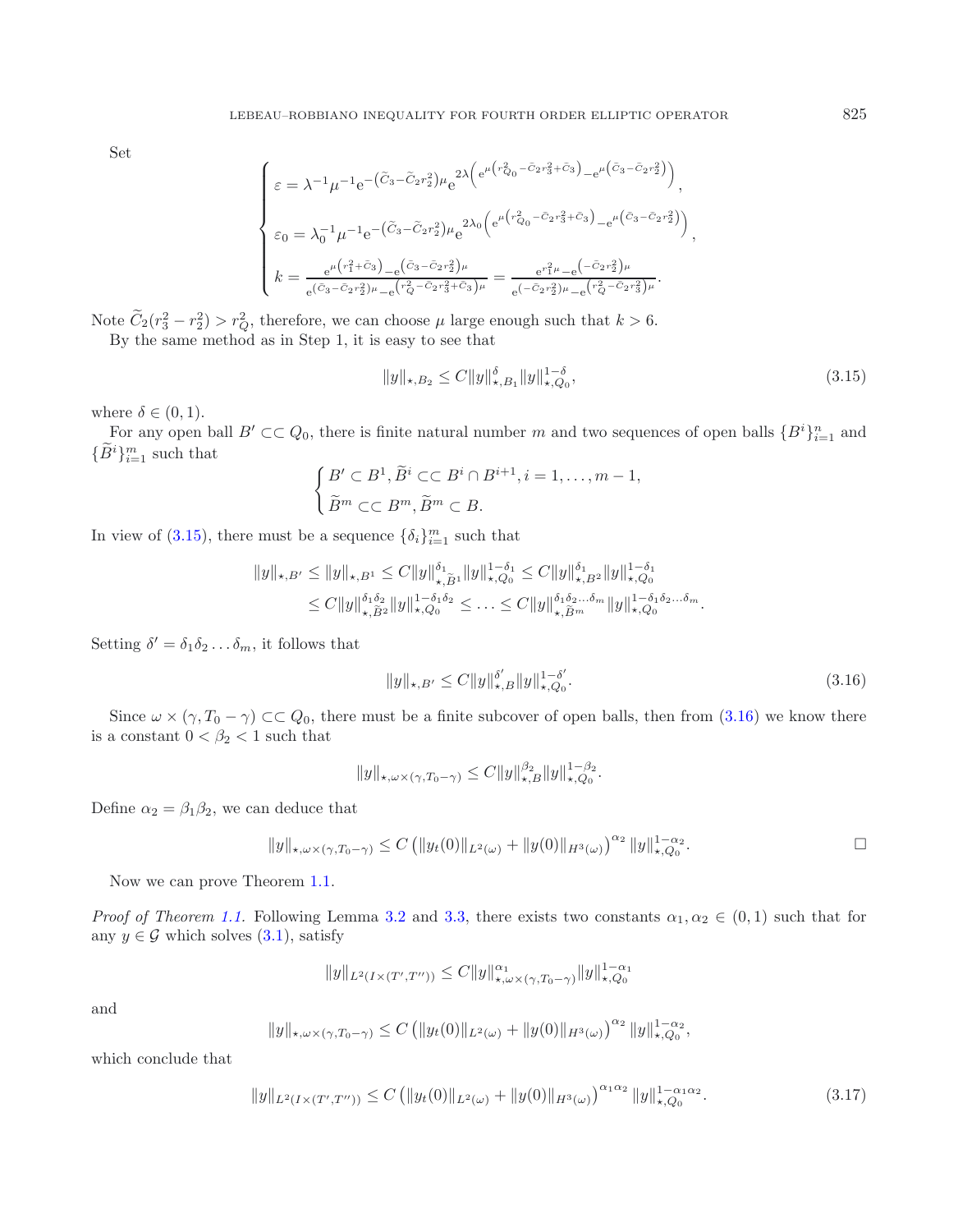Set

$$
\begin{cases}
\varepsilon = \lambda^{-1}\mu^{-1}\mathrm{e}^{-\left(\widetilde{C}_3-\widetilde{C}_2 r_2^2\right)\mu}\mathrm{e}^{2\lambda\left(\mathrm{e}^{\mu\left(r_{Q_0}^2-\bar{C}_2 r_3^2+\bar{C}_3\right)}-\mathrm{e}^{\mu\left(\bar{C}_3-\bar{C}_2 r_2^2\right)}\right)}, \\
\varepsilon_0 = \lambda_0^{-1}\mu^{-1}\mathrm{e}^{-\left(\widetilde{C}_3-\widetilde{C}_2 r_2^2\right)\mu}\mathrm{e}^{2\lambda_0\left(\mathrm{e}^{\mu\left(r_{Q_0}^2-\bar{C}_2 r_3^2+\bar{C}_3\right)}-\mathrm{e}^{\mu\left(\bar{C}_3-\bar{C}_2 r_2^2\right)}\right)}, \\
k = \dfrac{\mathrm{e}^{\mu\left(r_1^2+\bar{C}_3\right)}-\mathrm{e}^{\left(\bar{C}_3-\bar{C}_2 r_2^2\right)\mu}}{\mathrm{e}^{\left(\bar{C}_3-\bar{C}_2 r_2^2\right)\mu}-\mathrm{e}^{\left(r_Q^2-\bar{C}_2 r_3^2+\bar{C}_3\right)\mu}} = \dfrac{\mathrm{e}^{r_1^2\mu}-\mathrm{e}^{\left(-\bar{C}_2 r_2^2\right)\mu}}{\mathrm{e}^{\left(-\bar{C}_2 r_2^2\right)\mu}-\mathrm{e}^{\left(r_Q^2-\bar{C}_2 r_3^2\right)\mu}}.
\end{cases}
$$

Note $\widetilde{C}_2(r_3^2-r_2^2) > r_Q^2$, therefore, we can choose $\mu$ large enough such that $k > 6$.

By the same method as in Step 1, it is easy to see that

$$
\|y\|_{\star,B_2} \leq C\|y\|_{\star,B_1}^{\delta}\|y\|_{\star,Q_0}^{1-\delta}, \tag{3.15}
$$

where $\delta \in (0,1)$.

For any open ball $B' \subset\subset Q_0$, there is finite natural number $m$ and two sequences of open balls $\{B^i\}_{i=1}^{n}$ and $\{\widetilde{B}^i\}_{i=1}^{m}$ such that

$$
\begin{cases}
B' \subset B^1, \widetilde{B}^i \subset\subset B^i \cap B^{i+1}, i = 1,\ldots,m-1, \\
\widetilde{B}^m \subset\subset B^m, \widetilde{B}^m \subset B.
\end{cases}
$$

In view of (3.15), there must be a sequence $\{\delta_i\}_{i=1}^{m}$ such that

$$
\begin{aligned}
\|y\|_{\star,B'} \leq \|y\|_{\star,B^1} &\leq C\|y\|_{\star,\widetilde{B}^1}^{\delta_1}\|y\|_{\star,Q_0}^{1-\delta_1} \leq C\|y\|_{\star,B^2}^{\delta_1}\|y\|_{\star,Q_0}^{1-\delta_1} \\
&\leq C\|y\|_{\star,\widetilde{B}^2}^{\delta_1\delta_2}\|y\|_{\star,Q_0}^{1-\delta_1\delta_2} \leq \ldots \leq C\|y\|_{\star,\widetilde{B}^m}^{\delta_1\delta_2\ldots\delta_m}\|y\|_{\star,Q_0}^{1-\delta_1\delta_2\ldots\delta_m}.
\end{aligned}
$$

Setting $\delta' = \delta_1\delta_2\ldots\delta_m$, it follows that

$$
\|y\|_{\star,B'} \leq C\|y\|_{\star,B}^{\delta'}\|y\|_{\star,Q_0}^{1-\delta'}. \tag{3.16}
$$

Since $\omega \times (\gamma, T_0-\gamma) \subset\subset Q_0$, there must be a finite subcover of open balls, then from (3.16) we know there is a constant $0 < \beta_2 < 1$ such that

$$
\|y\|_{\star,\omega\times(\gamma,T_0-\gamma)} \leq C\|y\|_{\star,B}^{\beta_2}\|y\|_{\star,Q_0}^{1-\beta_2}.
$$

Define $\alpha_2 = \beta_1\beta_2$, we can deduce that

$$
\|y\|_{\star,\omega\times(\gamma,T_0-\gamma)} \leq C\left(\|y_t(0)\|_{L^2(\omega)} + \|y(0)\|_{H^3(\omega)}\right)^{\alpha_2}\|y\|_{\star,Q_0}^{1-\alpha_2}. \qquad \square
$$

Now we can prove Theorem 1.1.

*Proof of Theorem 1.1.* Following Lemma 3.2 and 3.3, there exists two constants $\alpha_1, \alpha_2 \in (0,1)$ such that for any $y \in \mathcal{G}$ which solves (3.1), satisfy

$$
\|y\|_{L^2(I\times(T',T''))} \leq C\|y\|_{\star,\omega\times(\gamma,T_0-\gamma)}^{\alpha_1}\|y\|_{\star,Q_0}^{1-\alpha_1}
$$

and

$$
\|y\|_{\star,\omega\times(\gamma,T_0-\gamma)} \leq C\left(\|y_t(0)\|_{L^2(\omega)} + \|y(0)\|_{H^3(\omega)}\right)^{\alpha_2}\|y\|_{\star,Q_0}^{1-\alpha_2},
$$

which conclude that

$$
\|y\|_{L^2(I\times(T',T''))} \leq C\left(\|y_t(0)\|_{L^2(\omega)} + \|y(0)\|_{H^3(\omega)}\right)^{\alpha_1\alpha_2}\|y\|_{\star,Q_0}^{1-\alpha_1\alpha_2}. \tag{3.17}
$$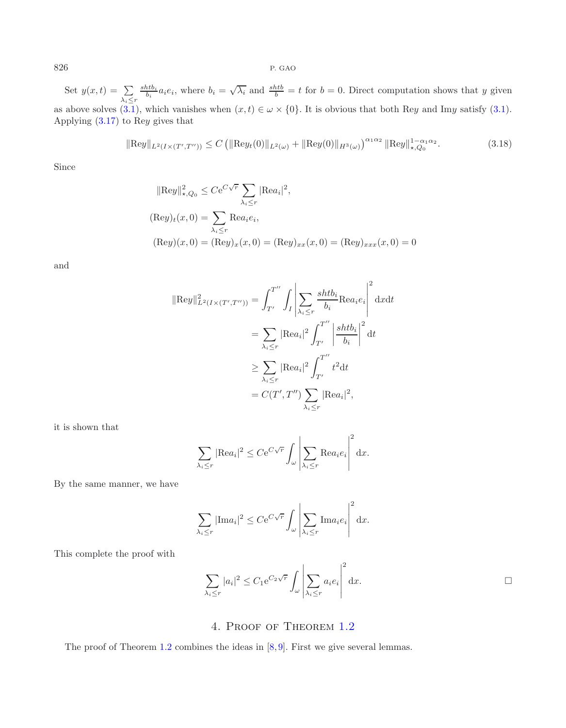Set $y(x,t) = \sum\limits_{\lambda_i \le r} \frac{shtb_i}{b_i} a_i e_i$, where $b_i = \sqrt{\lambda_i}$ and $\frac{shtb}{b} = t$ for $b = 0$. Direct computation shows that $y$ given as above solves (3.1), which vanishes when $(x,t) \in \omega \times \{0\}$. It is obvious that both $\mathrm{Re}y$ and $\mathrm{Im}y$ satisfy (3.1). Applying (3.17) to $\mathrm{Re}y$ gives that

$$\|\mathrm{Re}y\|_{L^2(I\times(T',T''))} \le C\left(\|\mathrm{Re}y_t(0)\|_{L^2(\omega)} + \|\mathrm{Re}y(0)\|_{H^3(\omega)}\right)^{\alpha_1\alpha_2} \|\mathrm{Re}y\|_{\star,Q_0}^{1-\alpha_1\alpha_2}. \tag{3.18}$$

Since

$$\|\mathrm{Re}y\|_{\star,Q_0}^2 \le C\mathrm{e}^{C\sqrt{r}} \sum_{\lambda_i \le r} |\mathrm{Re}a_i|^2,$$

$$(\mathrm{Re}y)_t(x,0) = \sum_{\lambda_i \le r} \mathrm{Re}a_i e_i,$$

$$(\mathrm{Re}y)(x,0) = (\mathrm{Re}y)_x(x,0) = (\mathrm{Re}y)_{xx}(x,0) = (\mathrm{Re}y)_{xxx}(x,0) = 0$$

and

$$\begin{aligned}
\|\mathrm{Re}y\|_{L^2(I\times(T',T''))}^2 &= \int_{T'}^{T''}\int_I \left|\sum_{\lambda_i \le r} \frac{shtb_i}{b_i}\mathrm{Re}a_i e_i\right|^2 \mathrm{d}x\mathrm{d}t \\
&= \sum_{\lambda_i \le r} |\mathrm{Re}a_i|^2 \int_{T'}^{T''} \left|\frac{shtb_i}{b_i}\right|^2 \mathrm{d}t \\
&\ge \sum_{\lambda_i \le r} |\mathrm{Re}a_i|^2 \int_{T'}^{T''} t^2 \mathrm{d}t \\
&= C(T',T'') \sum_{\lambda_i \le r} |\mathrm{Re}a_i|^2,
\end{aligned}$$

it is shown that

$$\sum_{\lambda_i \le r} |\mathrm{Re}a_i|^2 \le C\mathrm{e}^{C\sqrt{r}} \int_\omega \left|\sum_{\lambda_i \le r} \mathrm{Re}a_i e_i\right|^2 \mathrm{d}x.$$

By the same manner, we have

$$\sum_{\lambda_i \le r} |\mathrm{Im}a_i|^2 \le C\mathrm{e}^{C\sqrt{r}} \int_\omega \left|\sum_{\lambda_i \le r} \mathrm{Im}a_i e_i\right|^2 \mathrm{d}x.$$

This complete the proof with

$$\sum_{\lambda_i \le r} |a_i|^2 \le C_1\mathrm{e}^{C_2\sqrt{r}} \int_\omega \left|\sum_{\lambda_i \le r} a_i e_i\right|^2 \mathrm{d}x. \qquad \square$$

## 4. Proof of Theorem 1.2

The proof of Theorem 1.2 combines the ideas in [8,9]. First we give several lemmas.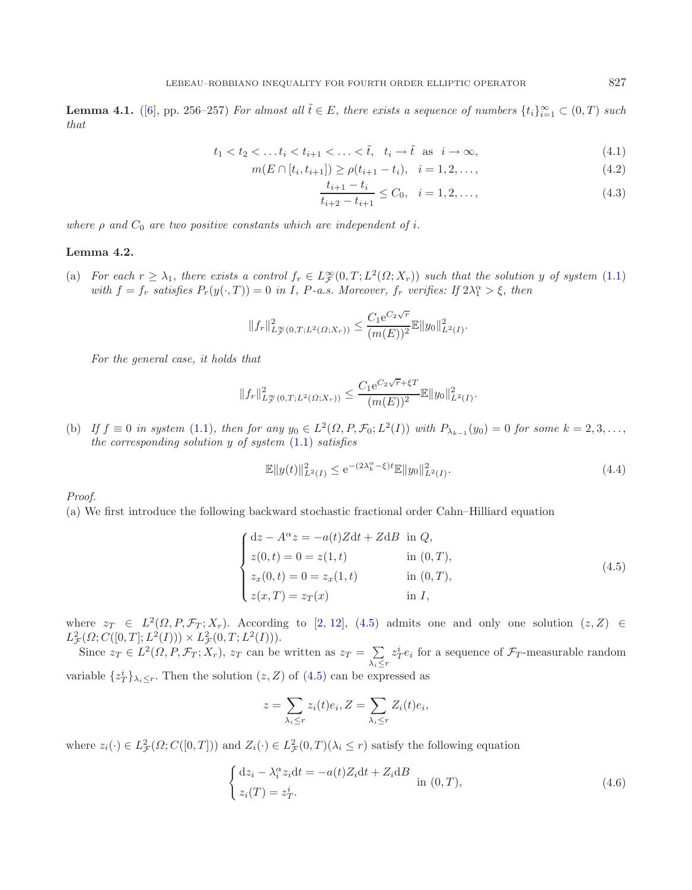**Lemma 4.1.** ([6], pp. 256–257) *For almost all $\tilde{t} \in E$, there exists a sequence of numbers $\{t_i\}_{i=1}^{\infty} \subset (0,T)$ such that*

$$t_1 < t_2 < \ldots t_i < t_{i+1} < \ldots < \tilde{t}, \quad t_i \to \tilde{t} \;\text{ as }\; i \to \infty, \tag{4.1}$$

$$m(E \cap [t_i, t_{i+1}]) \geq \rho(t_{i+1} - t_i), \quad i = 1, 2, \ldots, \tag{4.2}$$

$$\frac{t_{i+1} - t_i}{t_{i+2} - t_{i+1}} \leq C_0, \quad i = 1, 2, \ldots, \tag{4.3}$$

*where $\rho$ and $C_0$ are two positive constants which are independent of $i$.*

**Lemma 4.2.**

(a) *For each $r \geq \lambda_1$, there exists a control $f_r \in L^{\infty}_{\mathcal{F}}(0,T; L^2(\Omega; X_r))$ such that the solution $y$ of system (1.1) with $f = f_r$ satisfies $P_r(y(\cdot,T)) = 0$ in $I$, $P$-a.s. Moreover, $f_r$ verifies: If $2\lambda_1^{\alpha} > \xi$, then*

$$\|f_r\|^2_{L^{\infty}_{\mathcal{F}}(0,T;L^2(\Omega;X_r))} \leq \frac{C_1 \mathrm{e}^{C_2\sqrt{r}}}{(m(E))^2} \mathbb{E}\|y_0\|^2_{L^2(I)}.$$

*For the general case, it holds that*

$$\|f_r\|^2_{L^{\infty}_{\mathcal{F}}(0,T;L^2(\Omega;X_r))} \leq \frac{C_1 \mathrm{e}^{C_2\sqrt{r}+\xi T}}{(m(E))^2} \mathbb{E}\|y_0\|^2_{L^2(I)}.$$

(b) *If $f \equiv 0$ in system (1.1), then for any $y_0 \in L^2(\Omega, P, \mathcal{F}_0; L^2(I))$ with $P_{\lambda_{k-1}}(y_0) = 0$ for some $k = 2, 3, \ldots,$ the corresponding solution $y$ of system (1.1) satisfies*

$$\mathbb{E}\|y(t)\|^2_{L^2(I)} \leq \mathrm{e}^{-(2\lambda_k^{\alpha} - \xi)t} \mathbb{E}\|y_0\|^2_{L^2(I)}. \tag{4.4}$$

*Proof.*
(a) We first introduce the following backward stochastic fractional order Cahn–Hilliard equation

$$\begin{cases} \mathrm{d}z - A^{\alpha} z = -a(t) Z \mathrm{d}t + Z \mathrm{d}B & \text{in } Q, \\ z(0,t) = 0 = z(1,t) & \text{in } (0,T), \\ z_x(0,t) = 0 = z_x(1,t) & \text{in } (0,T), \\ z(x,T) = z_T(x) & \text{in } I, \end{cases} \tag{4.5}$$

where $z_T \in L^2(\Omega, P, \mathcal{F}_T; X_r)$. According to [2, 12], (4.5) admits one and only one solution $(z, Z) \in L^2_{\mathcal{F}}(\Omega; C([0,T]; L^2(I))) \times L^2_{\mathcal{F}}(0,T; L^2(I)))$.

Since $z_T \in L^2(\Omega, P, \mathcal{F}_T; X_r)$, $z_T$ can be written as $z_T = \sum\limits_{\lambda_i \leq r} z_T^i e_i$ for a sequence of $\mathcal{F}_T$-measurable random variable $\{z_T^i\}_{\lambda_i \leq r}$. Then the solution $(z, Z)$ of (4.5) can be expressed as

$$z = \sum_{\lambda_i \leq r} z_i(t) e_i, Z = \sum_{\lambda_i \leq r} Z_i(t) e_i,$$

where $z_i(\cdot) \in L^2_{\mathcal{F}}(\Omega; C([0,T]))$ and $Z_i(\cdot) \in L^2_{\mathcal{F}}(0,T) (\lambda_i \leq r)$ satisfy the following equation

$$\begin{cases} \mathrm{d}z_i - \lambda_i^{\alpha} z_i \mathrm{d}t = -a(t) Z_i \mathrm{d}t + Z_i \mathrm{d}B \\ z_i(T) = z_T^i. \end{cases} \text{ in } (0,T), \tag{4.6}$$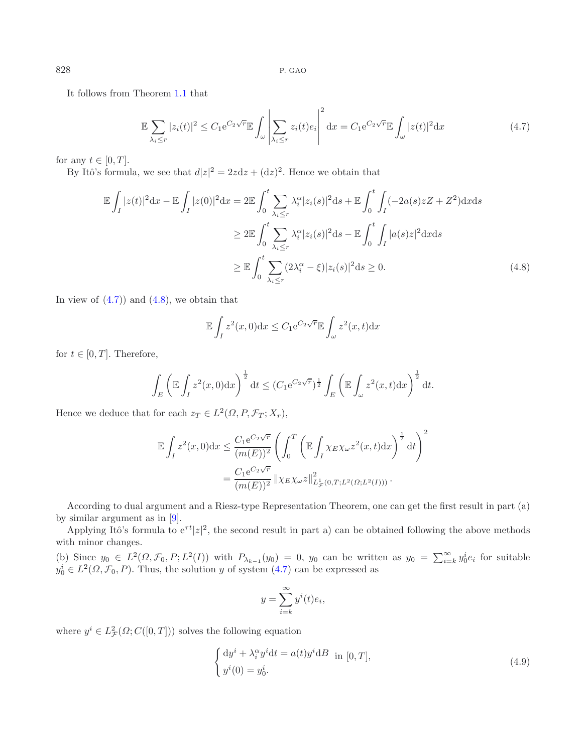It follows from Theorem 1.1 that

$$\mathbb{E}\sum_{\lambda_i\le r}|z_i(t)|^2 \le C_1 e^{C_2\sqrt{r}}\mathbb{E}\int_\omega\left|\sum_{\lambda_i\le r} z_i(t)e_i\right|^2 dx = C_1 e^{C_2\sqrt{r}}\mathbb{E}\int_\omega |z(t)|^2 dx \tag{4.7}$$

for any $t\in[0,T]$.

By Itô's formula, we see that $d|z|^2 = 2z dz + (dz)^2$. Hence we obtain that

$$\begin{aligned}
\mathbb{E}\int_I |z(t)|^2 dx - \mathbb{E}\int_I |z(0)|^2 dx &= 2\mathbb{E}\int_0^t \sum_{\lambda_i\le r}\lambda_i^\alpha |z_i(s)|^2 ds + \mathbb{E}\int_0^t\int_I (-2a(s)zZ + Z^2) dx ds \\
&\ge 2\mathbb{E}\int_0^t \sum_{\lambda_i\le r}\lambda_i^\alpha |z_i(s)|^2 ds - \mathbb{E}\int_0^t\int_I |a(s)z|^2 dx ds \\
&\ge \mathbb{E}\int_0^t \sum_{\lambda_i\le r}(2\lambda_i^\alpha - \xi)|z_i(s)|^2 ds \ge 0.
\end{aligned} \tag{4.8}$$

In view of (4.7)) and (4.8), we obtain that

$$\mathbb{E}\int_I z^2(x,0)dx \le C_1 e^{C_2\sqrt{r}}\mathbb{E}\int_\omega z^2(x,t)dx$$

for $t\in[0,T]$. Therefore,

$$\int_E\left(\mathbb{E}\int_I z^2(x,0)dx\right)^{\frac{1}{2}} dt \le (C_1 e^{C_2\sqrt{r}})^{\frac{1}{2}}\int_E\left(\mathbb{E}\int_\omega z^2(x,t)dx\right)^{\frac{1}{2}} dt.$$

Hence we deduce that for each $z_T\in L^2(\Omega,P,\mathcal{F}_T;X_r)$,

$$\begin{aligned}
\mathbb{E}\int_I z^2(x,0)dx &\le \frac{C_1 e^{C_2\sqrt{r}}}{(m(E))^2}\left(\int_0^T\left(\mathbb{E}\int_I \chi_E\chi_\omega z^2(x,t)dx\right)^{\frac{1}{2}} dt\right)^2 \\
&= \frac{C_1 e^{C_2\sqrt{r}}}{(m(E))^2}\left\|\chi_E\chi_\omega z\right\|^2_{L^1_{\mathcal{F}}(0,T;L^2(\Omega;L^2(I)))}.
\end{aligned}$$

According to dual argument and a Riesz-type Representation Theorem, one can get the first result in part (a) by similar argument as in [9].

Applying Itô's formula to $e^{\tau t}|z|^2$, the second result in part a) can be obtained following the above methods with minor changes.

(b) Since $y_0\in L^2(\Omega,\mathcal{F}_0,P;L^2(I))$ with $P_{\lambda_{k-1}}(y_0)=0$, $y_0$ can be written as $y_0=\sum_{i=k}^\infty y_0^i e_i$ for suitable $y_0^i\in L^2(\Omega,\mathcal{F}_0,P)$. Thus, the solution $y$ of system (4.7) can be expressed as

$$y=\sum_{i=k}^\infty y^i(t)e_i,$$

where $y^i\in L^2_{\mathcal{F}}(\Omega;C([0,T]))$ solves the following equation

$$\begin{cases} dy^i + \lambda_i^\alpha y^i dt = a(t)y^i dB \ \text{ in } [0,T], \\ y^i(0)=y_0^i. \end{cases} \tag{4.9}$$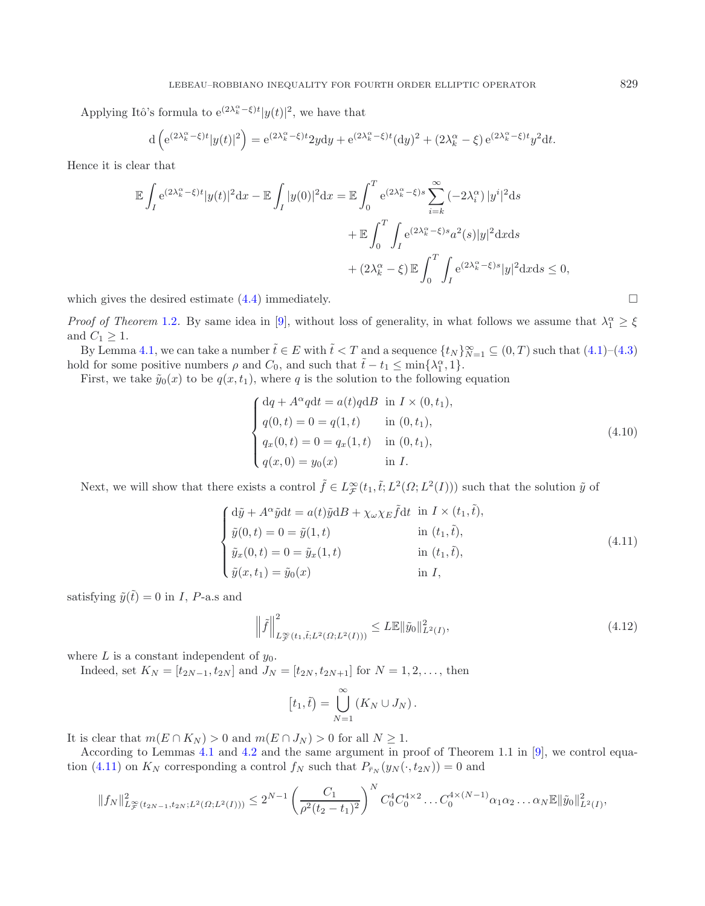Applying Itô's formula to $\mathrm{e}^{(2\lambda_k^\alpha-\xi)t}|y(t)|^2$, we have that

$$\mathrm{d}\left(\mathrm{e}^{(2\lambda_k^\alpha-\xi)t}|y(t)|^2\right) = \mathrm{e}^{(2\lambda_k^\alpha-\xi)t}2y\mathrm{d}y + \mathrm{e}^{(2\lambda_k^\alpha-\xi)t}(\mathrm{d}y)^2 + (2\lambda_k^\alpha-\xi)\,\mathrm{e}^{(2\lambda_k^\alpha-\xi)t}y^2\mathrm{d}t.$$

Hence it is clear that

$$\begin{aligned}\mathbb{E}\int_I \mathrm{e}^{(2\lambda_k^\alpha-\xi)t}|y(t)|^2\mathrm{d}x - \mathbb{E}\int_I |y(0)|^2\mathrm{d}x &= \mathbb{E}\int_0^T \mathrm{e}^{(2\lambda_k^\alpha-\xi)s}\sum_{i=k}^\infty\left(-2\lambda_i^\alpha\right)|y^i|^2\mathrm{d}s \\ &\quad + \mathbb{E}\int_0^T\int_I \mathrm{e}^{(2\lambda_k^\alpha-\xi)s}a^2(s)|y|^2\mathrm{d}x\mathrm{d}s \\ &\quad + (2\lambda_k^\alpha-\xi)\,\mathbb{E}\int_0^T\int_I \mathrm{e}^{(2\lambda_k^\alpha-\xi)s}|y|^2\mathrm{d}x\mathrm{d}s \le 0,\end{aligned}$$

which gives the desired estimate (4.4) immediately. □

*Proof of Theorem 1.2.* By same idea in [9], without loss of generality, in what follows we assume that $\lambda_1^\alpha \ge \xi$ and $C_1 \ge 1$.

By Lemma 4.1, we can take a number $\tilde{t} \in E$ with $\tilde{t} < T$ and a sequence $\{t_N\}_{N=1}^\infty \subseteq (0,T)$ such that (4.1)–(4.3) hold for some positive numbers $\rho$ and $C_0$, and such that $\tilde{t} - t_1 \le \min\{\lambda_1^\alpha, 1\}$.

First, we take $\tilde{y}_0(x)$ to be $q(x,t_1)$, where $q$ is the solution to the following equation

$$\begin{cases}\mathrm{d}q + A^\alpha q\mathrm{d}t = a(t)q\mathrm{d}B & \text{in } I\times(0,t_1),\\ q(0,t) = 0 = q(1,t) & \text{in } (0,t_1),\\ q_x(0,t) = 0 = q_x(1,t) & \text{in } (0,t_1),\\ q(x,0) = y_0(x) & \text{in } I.\end{cases} \tag{4.10}$$

Next, we will show that there exists a control $\tilde{f} \in L^\infty_{\mathcal{F}}(t_1,\tilde{t};L^2(\Omega;L^2(I)))$ such that the solution $\tilde{y}$ of

$$\begin{cases}\mathrm{d}\tilde{y} + A^\alpha\tilde{y}\mathrm{d}t = a(t)\tilde{y}\mathrm{d}B + \chi_\omega\chi_E\tilde{f}\mathrm{d}t & \text{in } I\times(t_1,\tilde{t}),\\ \tilde{y}(0,t) = 0 = \tilde{y}(1,t) & \text{in } (t_1,\tilde{t}),\\ \tilde{y}_x(0,t) = 0 = \tilde{y}_x(1,t) & \text{in } (t_1,\tilde{t}),\\ \tilde{y}(x,t_1) = \tilde{y}_0(x) & \text{in } I,\end{cases} \tag{4.11}$$

satisfying $\tilde{y}(\tilde{t}) = 0$ in $I$, $P$-a.s and

$$\left\|\tilde{f}\right\|^2_{L^\infty_{\mathcal{F}}(t_1,\tilde{t};L^2(\Omega;L^2(I)))} \le L\mathbb{E}\|\tilde{y}_0\|^2_{L^2(I)}, \tag{4.12}$$

where $L$ is a constant independent of $y_0$.

Indeed, set $K_N = [t_{2N-1}, t_{2N}]$ and $J_N = [t_{2N}, t_{2N+1}]$ for $N = 1,2,\dots$, then

$$\left[t_1,\tilde{t}\right) = \bigcup_{N=1}^\infty\left(K_N\cup J_N\right).$$

It is clear that $m(E\cap K_N) > 0$ and $m(E\cap J_N) > 0$ for all $N \ge 1$.

According to Lemmas 4.1 and 4.2 and the same argument in proof of Theorem 1.1 in [9], we control equation (4.11) on $K_N$ corresponding a control $f_N$ such that $P_{\tilde{r}_N}(y_N(\cdot,t_{2N})) = 0$ and

$$\|f_N\|^2_{L^\infty_{\mathcal{F}}(t_{2N-1},t_{2N};L^2(\Omega;L^2(I)))} \le 2^{N-1}\left(\frac{C_1}{\rho^2(t_2-t_1)^2}\right)^N C_0^4 C_0^{4\times2}\dots C_0^{4\times(N-1)}\alpha_1\alpha_2\dots\alpha_N\mathbb{E}\|\tilde{y}_0\|^2_{L^2(I)},$$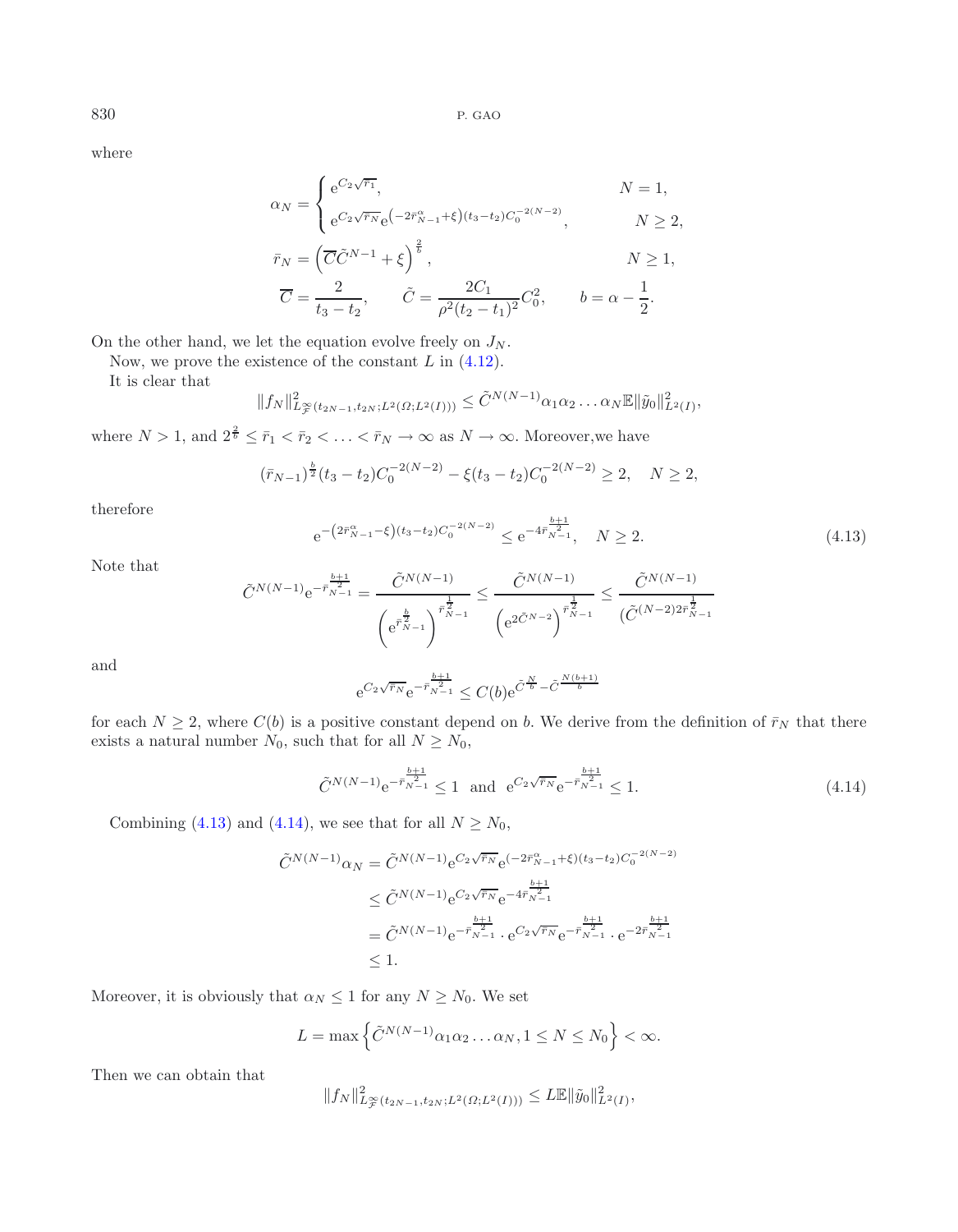where

$$
\alpha_N = \begin{cases} \mathrm{e}^{C_2\sqrt{\bar{r}_1}}, & N=1, \\ \mathrm{e}^{C_2\sqrt{\bar{r}_N}}\mathrm{e}^{\left(-2\bar{r}_{N-1}^{\alpha}+\xi\right)(t_3-t_2)C_0^{-2(N-2)}}, & N\geq 2, \end{cases}
$$

$$
\bar{r}_N = \left(\overline{C}\tilde{C}^{N-1}+\xi\right)^{\frac{2}{b}}, \qquad N\geq 1,
$$

$$
\overline{C} = \frac{2}{t_3-t_2}, \qquad \tilde{C} = \frac{2C_1}{\rho^2(t_2-t_1)^2}C_0^2, \qquad b=\alpha-\frac{1}{2}.
$$

On the other hand, we let the equation evolve freely on $J_N$.

Now, we prove the existence of the constant $L$ in (4.12).

It is clear that

$$
\|f_N\|^2_{L^\infty_{\mathcal{F}}(t_{2N-1},t_{2N};L^2(\Omega;L^2(I)))} \leq \tilde{C}^{N(N-1)}\alpha_1\alpha_2\ldots\alpha_N\mathbb{E}\|\tilde{y}_0\|^2_{L^2(I)},
$$

where $N>1$, and $2^{\frac{2}{b}} \leq \bar{r}_1 < \bar{r}_2 < \ldots < \bar{r}_N \to \infty$ as $N\to\infty$. Moreover,we have

$$
(\bar{r}_{N-1})^{\frac{b}{2}}(t_3-t_2)C_0^{-2(N-2)} - \xi(t_3-t_2)C_0^{-2(N-2)} \geq 2, \quad N\geq 2,
$$

therefore

$$
\mathrm{e}^{-\left(2\bar{r}_{N-1}^{\alpha}-\xi\right)(t_3-t_2)C_0^{-2(N-2)}} \leq \mathrm{e}^{-4\bar{r}_{N-1}^{\frac{b+1}{2}}}, \quad N\geq 2. \tag{4.13}
$$

Note that

$$
\tilde{C}^{N(N-1)}\mathrm{e}^{-\bar{r}_{N-1}^{\frac{b+1}{2}}} = \frac{\tilde{C}^{N(N-1)}}{\left(\mathrm{e}^{\bar{r}_{N-1}^{\frac{b}{2}}}\right)^{\bar{r}_{N-1}^{\frac{1}{2}}}} \leq \frac{\tilde{C}^{N(N-1)}}{\left(\mathrm{e}^{2\tilde{C}^{N-2}}\right)^{\bar{r}_{N-1}^{\frac{1}{2}}}} \leq \frac{\tilde{C}^{N(N-1)}}{(\tilde{C}^{(N-2)2\bar{r}_{N-1}^{\frac{1}{2}}}}
$$

and

$$
\mathrm{e}^{C_2\sqrt{\bar{r}_N}}\mathrm{e}^{-\bar{r}_{N-1}^{\frac{b+1}{2}}} \leq C(b)\mathrm{e}^{\tilde{C}^{\frac{N}{b}}-\tilde{C}^{\frac{N(b+1)}{b}}}
$$

for each $N\geq 2$, where $C(b)$ is a positive constant depend on $b$. We derive from the definition of $\bar{r}_N$ that there exists a natural number $N_0$, such that for all $N\geq N_0$,

$$
\tilde{C}^{N(N-1)}\mathrm{e}^{-\bar{r}_{N-1}^{\frac{b+1}{2}}} \leq 1 \ \text{ and } \ \mathrm{e}^{C_2\sqrt{\bar{r}_N}}\mathrm{e}^{-\bar{r}_{N-1}^{\frac{b+1}{2}}} \leq 1. \tag{4.14}
$$

Combining (4.13) and (4.14), we see that for all $N\geq N_0$,

$$
\begin{aligned}
\tilde{C}^{N(N-1)}\alpha_N &= \tilde{C}^{N(N-1)}\mathrm{e}^{C_2\sqrt{\bar{r}_N}}\mathrm{e}^{(-2\bar{r}_{N-1}^{\alpha}+\xi)(t_3-t_2)C_0^{-2(N-2)}} \\
&\leq \tilde{C}^{N(N-1)}\mathrm{e}^{C_2\sqrt{\bar{r}_N}}\mathrm{e}^{-4\bar{r}_{N-1}^{\frac{b+1}{2}}} \\
&= \tilde{C}^{N(N-1)}\mathrm{e}^{-\bar{r}_{N-1}^{\frac{b+1}{2}}}\cdot\mathrm{e}^{C_2\sqrt{\bar{r}_N}}\mathrm{e}^{-\bar{r}_{N-1}^{\frac{b+1}{2}}}\cdot\mathrm{e}^{-2\bar{r}_{N-1}^{\frac{b+1}{2}}} \\
&\leq 1.
\end{aligned}
$$

Moreover, it is obviously that $\alpha_N\leq 1$ for any $N\geq N_0$. We set

$$
L = \max\left\{\tilde{C}^{N(N-1)}\alpha_1\alpha_2\ldots\alpha_N, 1\leq N\leq N_0\right\} < \infty.
$$

Then we can obtain that

$$
\|f_N\|^2_{L^\infty_{\mathcal{F}}(t_{2N-1},t_{2N};L^2(\Omega;L^2(I)))} \leq L\mathbb{E}\|\tilde{y}_0\|^2_{L^2(I)},
$$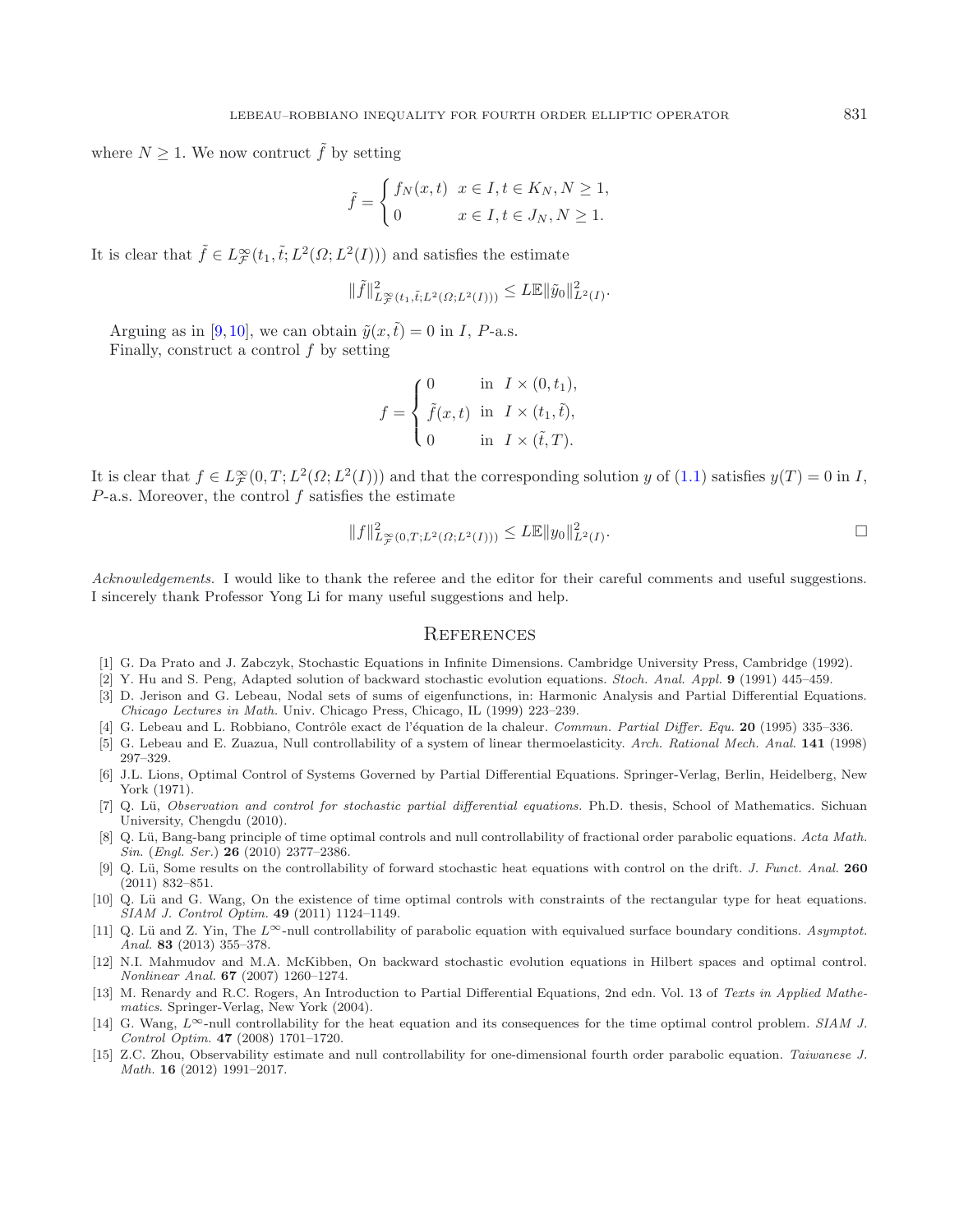where $N \geq 1$. We now contruct $\tilde{f}$ by setting

$$\tilde{f} = \begin{cases} f_N(x,t) & x \in I, t \in K_N, N \geq 1, \\ 0 & x \in I, t \in J_N, N \geq 1. \end{cases}$$

It is clear that $\tilde{f} \in L^{\infty}_{\mathcal{F}}(t_1, \tilde{t}; L^2(\Omega; L^2(I)))$ and satisfies the estimate

$$\|\tilde{f}\|^2_{L^{\infty}_{\mathcal{F}}(t_1,\tilde{t};L^2(\Omega;L^2(I)))} \leq L\mathbb{E}\|\tilde{y}_0\|^2_{L^2(I)}.$$

Arguing as in [9,10], we can obtain $\tilde{y}(x,\tilde{t}) = 0$ in $I$, $P$-a.s.
Finally, construct a control $f$ by setting

$$f = \begin{cases} 0 & \text{in } \ I \times (0, t_1), \\ \tilde{f}(x,t) & \text{in } \ I \times (t_1, \tilde{t}), \\ 0 & \text{in } \ I \times (\tilde{t}, T). \end{cases}$$

It is clear that $f \in L^{\infty}_{\mathcal{F}}(0, T; L^2(\Omega; L^2(I)))$ and that the corresponding solution $y$ of (1.1) satisfies $y(T) = 0$ in $I$, $P$-a.s. Moreover, the control $f$ satisfies the estimate

$$\|f\|^2_{L^{\infty}_{\mathcal{F}}(0,T;L^2(\Omega;L^2(I)))} \leq L\mathbb{E}\|y_0\|^2_{L^2(I)}.$$

□

*Acknowledgements*. I would like to thank the referee and the editor for their careful comments and useful suggestions. I sincerely thank Professor Yong Li for many useful suggestions and help.

## References

[1] G. Da Prato and J. Zabczyk, Stochastic Equations in Infinite Dimensions. Cambridge University Press, Cambridge (1992).

[2] Y. Hu and S. Peng, Adapted solution of backward stochastic evolution equations. *Stoch. Anal. Appl.* **9** (1991) 445–459.

[3] D. Jerison and G. Lebeau, Nodal sets of sums of eigenfunctions, in: Harmonic Analysis and Partial Differential Equations. *Chicago Lectures in Math.* Univ. Chicago Press, Chicago, IL (1999) 223–239.

[4] G. Lebeau and L. Robbiano, Contrôle exact de l'équation de la chaleur. *Commun. Partial Differ. Equ.* **20** (1995) 335–336.

[5] G. Lebeau and E. Zuazua, Null controllability of a system of linear thermoelasticity. *Arch. Rational Mech. Anal.* **141** (1998) 297–329.

[6] J.L. Lions, Optimal Control of Systems Governed by Partial Differential Equations. Springer-Verlag, Berlin, Heidelberg, New York (1971).

[7] Q. Lü, *Observation and control for stochastic partial differential equations.* Ph.D. thesis, School of Mathematics. Sichuan University, Chengdu (2010).

[8] Q. Lü, Bang-bang principle of time optimal controls and null controllability of fractional order parabolic equations. *Acta Math. Sin.* (*Engl. Ser.*) **26** (2010) 2377–2386.

[9] Q. Lü, Some results on the controllability of forward stochastic heat equations with control on the drift. *J. Funct. Anal.* **260** (2011) 832–851.

[10] Q. Lü and G. Wang, On the existence of time optimal controls with constraints of the rectangular type for heat equations. *SIAM J. Control Optim.* **49** (2011) 1124–1149.

[11] Q. Lü and Z. Yin, The $L^{\infty}$-null controllability of parabolic equation with equivalued surface boundary conditions. *Asymptot. Anal.* **83** (2013) 355–378.

[12] N.I. Mahmudov and M.A. McKibben, On backward stochastic evolution equations in Hilbert spaces and optimal control. *Nonlinear Anal.* **67** (2007) 1260–1274.

[13] M. Renardy and R.C. Rogers, An Introduction to Partial Differential Equations, 2nd edn. Vol. 13 of *Texts in Applied Mathematics*. Springer-Verlag, New York (2004).

[14] G. Wang, $L^{\infty}$-null controllability for the heat equation and its consequences for the time optimal control problem. *SIAM J. Control Optim.* **47** (2008) 1701–1720.

[15] Z.C. Zhou, Observability estimate and null controllability for one-dimensional fourth order parabolic equation. *Taiwanese J. Math.* **16** (2012) 1991–2017.